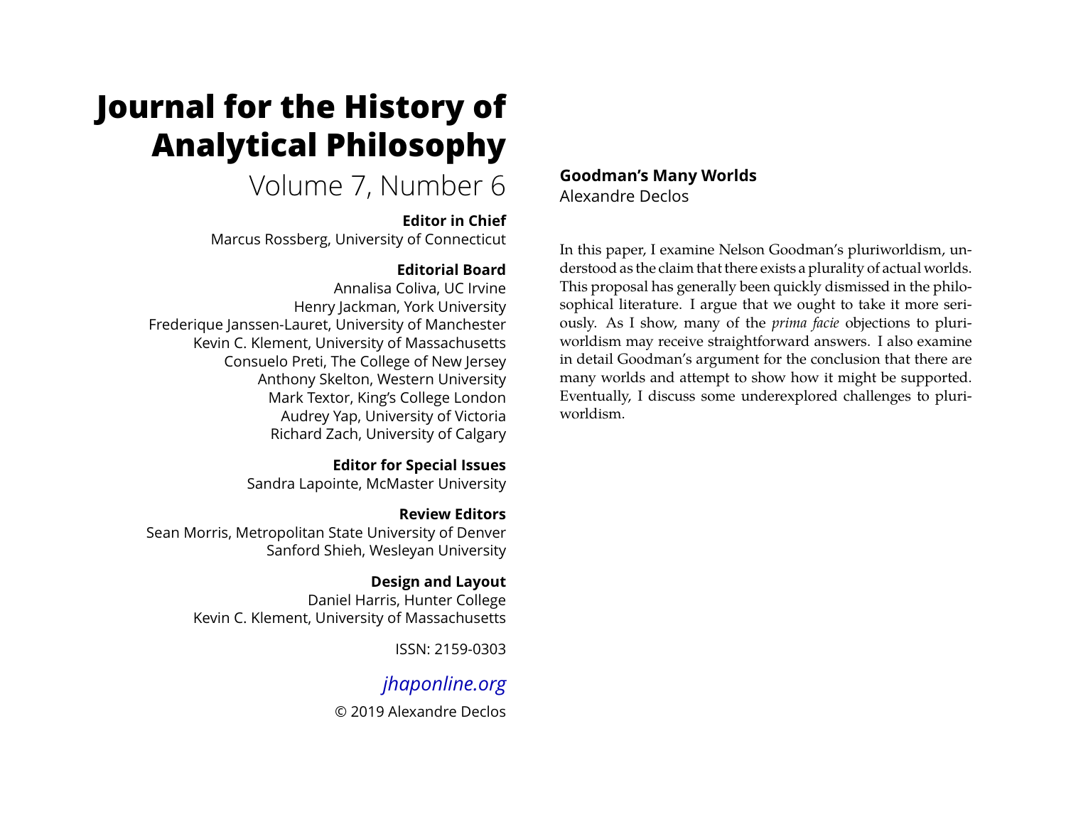# Journal for the History of Analytical Philosophy

Volume 7, Number 6

**Editor in Chief**
Marcus Rossberg, University of Connecticut

**Editorial Board**
Annalisa Coliva, UC Irvine
Henry Jackman, York University
Frederique Janssen-Lauret, University of Manchester
Kevin C. Klement, University of Massachusetts
Consuelo Preti, The College of New Jersey
Anthony Skelton, Western University
Mark Textor, King's College London
Audrey Yap, University of Victoria
Richard Zach, University of Calgary

**Editor for Special Issues**
Sandra Lapointe, McMaster University

**Review Editors**
Sean Morris, Metropolitan State University of Denver
Sanford Shieh, Wesleyan University

**Design and Layout**
Daniel Harris, Hunter College
Kevin C. Klement, University of Massachusetts

ISSN: 2159-0303

*jhaponline.org*

© 2019 Alexandre Declos

## Goodman's Many Worlds

Alexandre Declos

In this paper, I examine Nelson Goodman's pluriworldism, understood as the claim that there exists a plurality of actual worlds. This proposal has generally been quickly dismissed in the philosophical literature. I argue that we ought to take it more seriously. As I show, many of the *prima facie* objections to pluriworldism may receive straightforward answers. I also examine in detail Goodman's argument for the conclusion that there are many worlds and attempt to show how it might be supported. Eventually, I discuss some underexplored challenges to pluriworldism.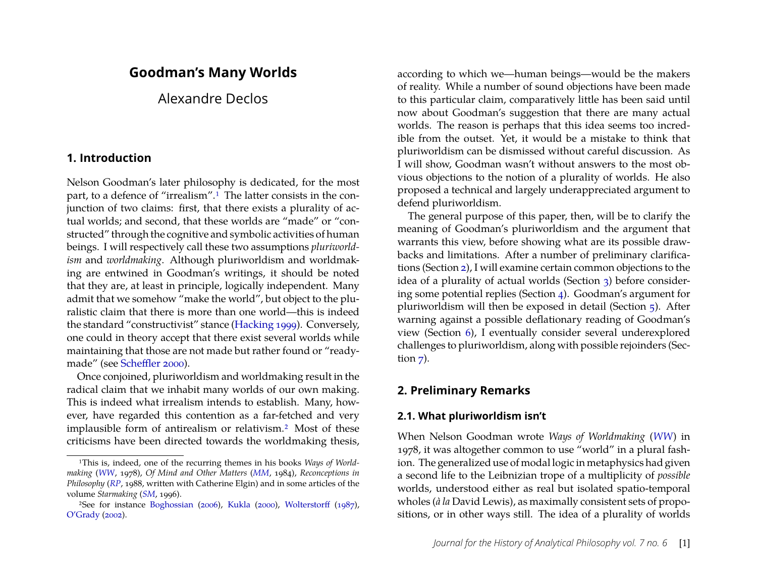# Goodman's Many Worlds

Alexandre Declos

## 1. Introduction

Nelson Goodman's later philosophy is dedicated, for the most part, to a defence of "irrealism".[1] The latter consists in the conjunction of two claims: first, that there exists a plurality of actual worlds; and second, that these worlds are "made" or "constructed" through the cognitive and symbolic activities of human beings. I will respectively call these two assumptions *pluriworldism* and *worldmaking*. Although pluriworldism and worldmaking are entwined in Goodman's writings, it should be noted that they are, at least in principle, logically independent. Many admit that we somehow "make the world", but object to the pluralistic claim that there is more than one world—this is indeed the standard "constructivist" stance (Hacking 1999). Conversely, one could in theory accept that there exist several worlds while maintaining that those are not made but rather found or "ready-made" (see Scheffler 2000).

Once conjoined, pluriworldism and worldmaking result in the radical claim that we inhabit many worlds of our own making. This is indeed what irrealism intends to establish. Many, however, have regarded this contention as a far-fetched and very implausible form of antirealism or relativism.[2] Most of these criticisms have been directed towards the worldmaking thesis, according to which we—human beings—would be the makers of reality. While a number of sound objections have been made to this particular claim, comparatively little has been said until now about Goodman's suggestion that there are many actual worlds. The reason is perhaps that this idea seems too incredible from the outset. Yet, it would be a mistake to think that pluriworldism can be dismissed without careful discussion. As I will show, Goodman wasn't without answers to the most obvious objections to the notion of a plurality of worlds. He also proposed a technical and largely underappreciated argument to defend pluriworldism.

The general purpose of this paper, then, will be to clarify the meaning of Goodman's pluriworldism and the argument that warrants this view, before showing what are its possible drawbacks and limitations. After a number of preliminary clarifications (Section 2), I will examine certain common objections to the idea of a plurality of actual worlds (Section 3) before considering some potential replies (Section 4). Goodman's argument for pluriworldism will then be exposed in detail (Section 5). After warning against a possible deflationary reading of Goodman's view (Section 6), I eventually consider several underexplored challenges to pluriworldism, along with possible rejoinders (Section 7).

## 2. Preliminary Remarks

### 2.1. What pluriworldism isn't

When Nelson Goodman wrote *Ways of Worldmaking* (*WW*) in 1978, it was altogether common to use "world" in a plural fashion. The generalized use of modal logic in metaphysics had given a second life to the Leibnizian trope of a multiplicity of *possible* worlds, understood either as real but isolated spatio-temporal wholes (*à la* David Lewis), as maximally consistent sets of propositions, or in other ways still. The idea of a plurality of worlds

---

[1] This is, indeed, one of the recurring themes in his books *Ways of Worldmaking* (*WW*, 1978), *Of Mind and Other Matters* (*MM*, 1984), *Reconceptions in Philosophy* (*RP*, 1988, written with Catherine Elgin) and in some articles of the volume *Starmaking* (*SM*, 1996).

[2] See for instance Boghossian (2006), Kukla (2000), Wolterstorff (1987), O'Grady (2002).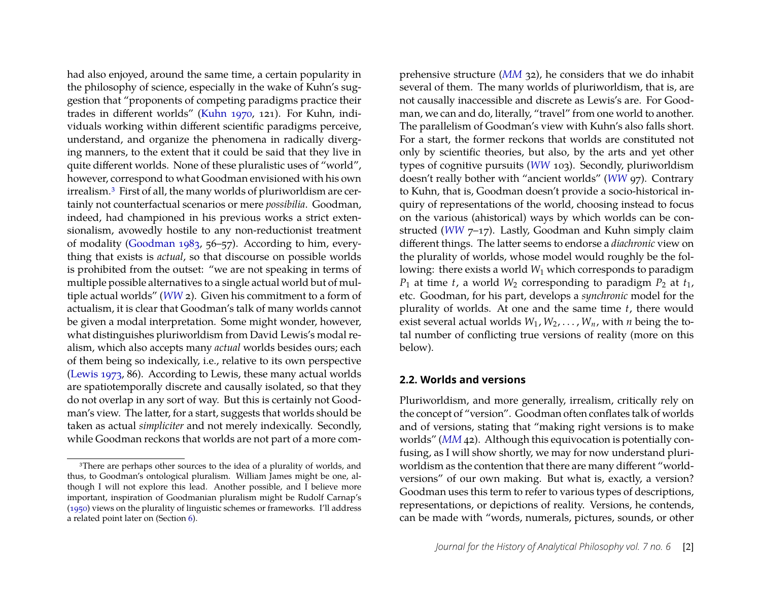had also enjoyed, around the same time, a certain popularity in the philosophy of science, especially in the wake of Kuhn's suggestion that "proponents of competing paradigms practice their trades in different worlds" (Kuhn 1970, 121). For Kuhn, individuals working within different scientific paradigms perceive, understand, and organize the phenomena in radically diverging manners, to the extent that it could be said that they live in quite different worlds. None of these pluralistic uses of "world", however, correspond to what Goodman envisioned with his own irrealism.[3] First of all, the many worlds of pluriworldism are certainly not counterfactual scenarios or mere *possibilia*. Goodman, indeed, had championed in his previous works a strict extensionalism, avowedly hostile to any non-reductionist treatment of modality (Goodman 1983, 56–57). According to him, everything that exists is *actual*, so that discourse on possible worlds is prohibited from the outset: "we are not speaking in terms of multiple possible alternatives to a single actual world but of multiple actual worlds" (*WW* 2). Given his commitment to a form of actualism, it is clear that Goodman's talk of many worlds cannot be given a modal interpretation. Some might wonder, however, what distinguishes pluriworldism from David Lewis's modal realism, which also accepts many *actual* worlds besides ours; each of them being so indexically, i.e., relative to its own perspective (Lewis 1973, 86). According to Lewis, these many actual worlds are spatiotemporally discrete and causally isolated, so that they do not overlap in any sort of way. But this is certainly not Goodman's view. The latter, for a start, suggests that worlds should be taken as actual *simpliciter* and not merely indexically. Secondly, while Goodman reckons that worlds are not part of a more comprehensive structure (*MM* 32), he considers that we do inhabit several of them. The many worlds of pluriworldism, that is, are not causally inaccessible and discrete as Lewis's are. For Goodman, we can and do, literally, "travel" from one world to another. The parallelism of Goodman's view with Kuhn's also falls short. For a start, the former reckons that worlds are constituted not only by scientific theories, but also, by the arts and yet other types of cognitive pursuits (*WW* 103). Secondly, pluriworldism doesn't really bother with "ancient worlds" (*WW* 97). Contrary to Kuhn, that is, Goodman doesn't provide a socio-historical inquiry of representations of the world, choosing instead to focus on the various (ahistorical) ways by which worlds can be constructed (*WW* 7–17). Lastly, Goodman and Kuhn simply claim different things. The latter seems to endorse a *diachronic* view on the plurality of worlds, whose model would roughly be the following: there exists a world $W_1$ which corresponds to paradigm $P_1$ at time $t$, a world $W_2$ corresponding to paradigm $P_2$ at $t_1$, etc. Goodman, for his part, develops a *synchronic* model for the plurality of worlds. At one and the same time $t$, there would exist several actual worlds $W_1, W_2, \ldots, W_n$, with $n$ being the total number of conflicting true versions of reality (more on this below).

[3] There are perhaps other sources to the idea of a plurality of worlds, and thus, to Goodman's ontological pluralism. William James might be one, although I will not explore this lead. Another possible, and I believe more important, inspiration of Goodmanian pluralism might be Rudolf Carnap's (1950) views on the plurality of linguistic schemes or frameworks. I'll address a related point later on (Section 6).

## 2.2. Worlds and versions

Pluriworldism, and more generally, irrealism, critically rely on the concept of "version". Goodman often conflates talk of worlds and of versions, stating that "making right versions is to make worlds" (*MM* 42). Although this equivocation is potentially confusing, as I will show shortly, we may for now understand pluriworldism as the contention that there are many different "world-versions" of our own making. But what is, exactly, a version? Goodman uses this term to refer to various types of descriptions, representations, or depictions of reality. Versions, he contends, can be made with "words, numerals, pictures, sounds, or other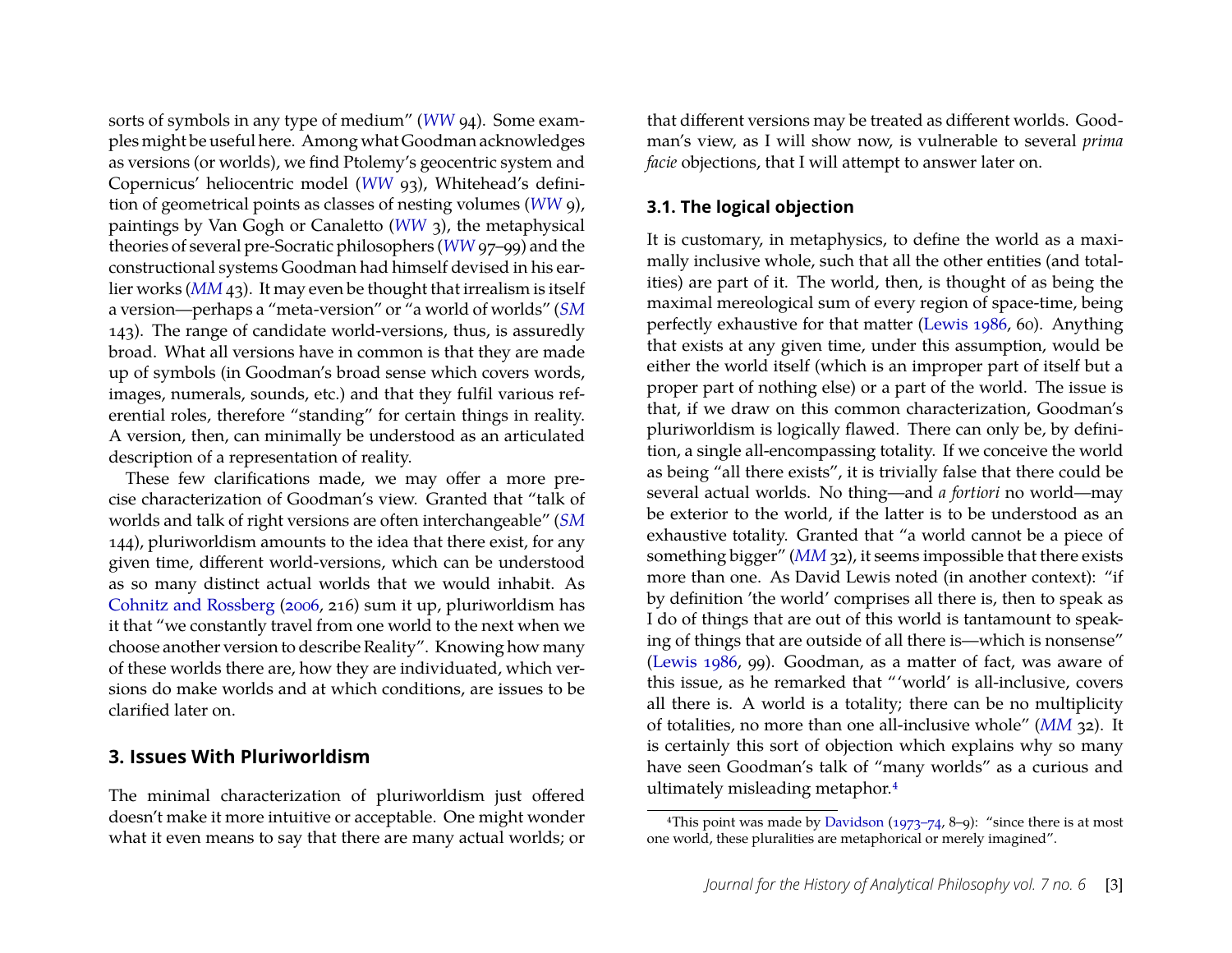sorts of symbols in any type of medium" (*WW* 94). Some examples might be useful here. Among what Goodman acknowledges as versions (or worlds), we find Ptolemy's geocentric system and Copernicus' heliocentric model (*WW* 93), Whitehead's definition of geometrical points as classes of nesting volumes (*WW* 9), paintings by Van Gogh or Canaletto (*WW* 3), the metaphysical theories of several pre-Socratic philosophers (*WW* 97–99) and the constructional systems Goodman had himself devised in his earlier works (*MM* 43). It may even be thought that irrealism is itself a version—perhaps a "meta-version" or "a world of worlds" (*SM* 143). The range of candidate world-versions, thus, is assuredly broad. What all versions have in common is that they are made up of symbols (in Goodman's broad sense which covers words, images, numerals, sounds, etc.) and that they fulfil various referential roles, therefore "standing" for certain things in reality. A version, then, can minimally be understood as an articulated description of a representation of reality.

These few clarifications made, we may offer a more precise characterization of Goodman's view. Granted that "talk of worlds and talk of right versions are often interchangeable" (*SM* 144), pluriworldism amounts to the idea that there exist, for any given time, different world-versions, which can be understood as so many distinct actual worlds that we would inhabit. As Cohnitz and Rossberg (2006, 216) sum it up, pluriworldism has it that "we constantly travel from one world to the next when we choose another version to describe Reality". Knowing how many of these worlds there are, how they are individuated, which versions do make worlds and at which conditions, are issues to be clarified later on.

## 3. Issues With Pluriworldism

The minimal characterization of pluriworldism just offered doesn't make it more intuitive or acceptable. One might wonder what it even means to say that there are many actual worlds; or that different versions may be treated as different worlds. Goodman's view, as I will show now, is vulnerable to several *prima facie* objections, that I will attempt to answer later on.

### 3.1. The logical objection

It is customary, in metaphysics, to define the world as a maximally inclusive whole, such that all the other entities (and totalities) are part of it. The world, then, is thought of as being the maximal mereological sum of every region of space-time, being perfectly exhaustive for that matter (Lewis 1986, 60). Anything that exists at any given time, under this assumption, would be either the world itself (which is an improper part of itself but a proper part of nothing else) or a part of the world. The issue is that, if we draw on this common characterization, Goodman's pluriworldism is logically flawed. There can only be, by definition, a single all-encompassing totality. If we conceive the world as being "all there exists", it is trivially false that there could be several actual worlds. No thing—and *a fortiori* no world—may be exterior to the world, if the latter is to be understood as an exhaustive totality. Granted that "a world cannot be a piece of something bigger" (*MM* 32), it seems impossible that there exists more than one. As David Lewis noted (in another context): "if by definition 'the world' comprises all there is, then to speak as I do of things that are out of this world is tantamount to speaking of things that are outside of all there is—which is nonsense" (Lewis 1986, 99). Goodman, as a matter of fact, was aware of this issue, as he remarked that "'world' is all-inclusive, covers all there is. A world is a totality; there can be no multiplicity of totalities, no more than one all-inclusive whole" (*MM* 32). It is certainly this sort of objection which explains why so many have seen Goodman's talk of "many worlds" as a curious and ultimately misleading metaphor.[4]

[4] This point was made by Davidson (1973–74, 8–9): "since there is at most one world, these pluralities are metaphorical or merely imagined".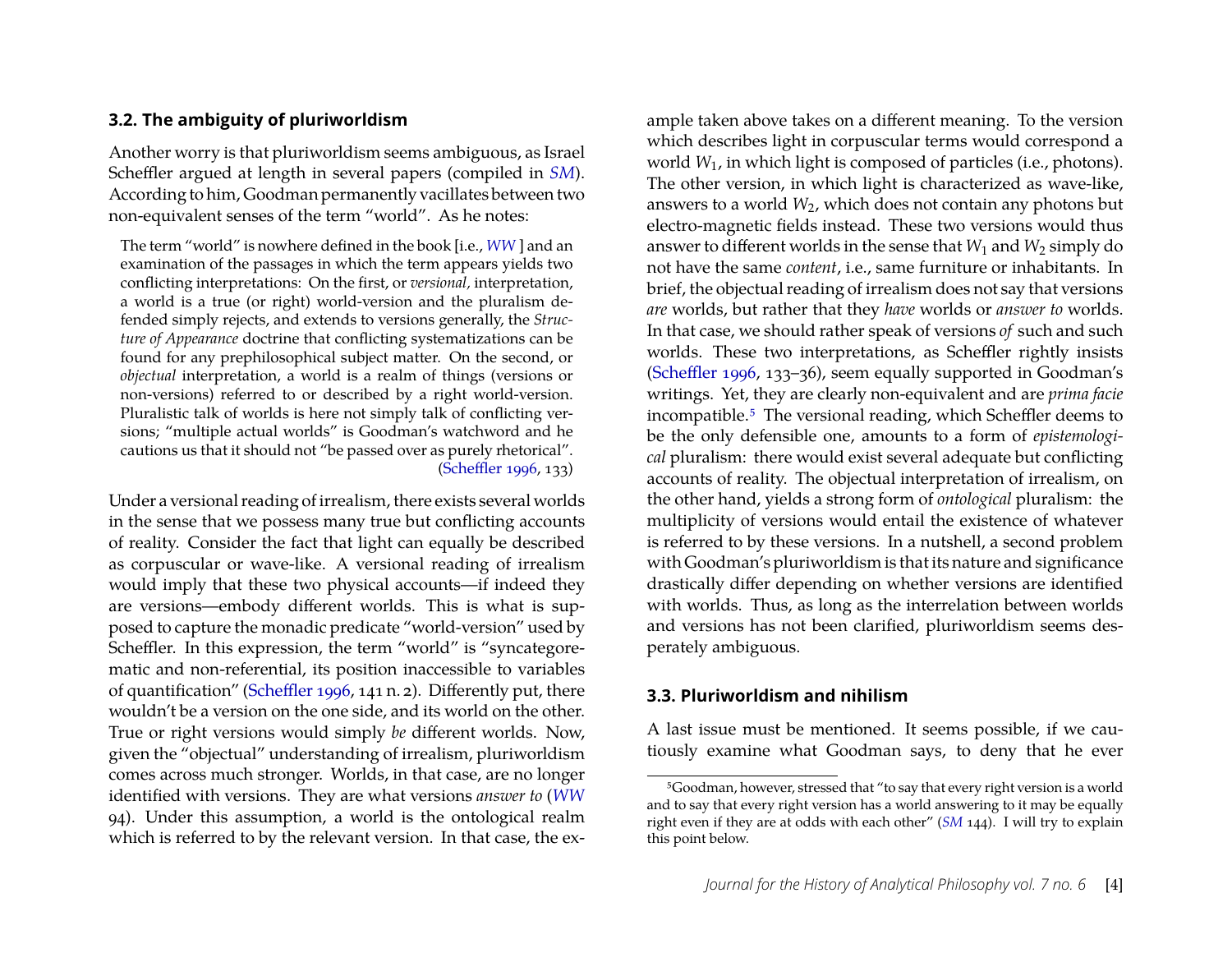### 3.2. The ambiguity of pluriworldism

Another worry is that pluriworldism seems ambiguous, as Israel Scheffler argued at length in several papers (compiled in *SM*). According to him, Goodman permanently vacillates between two non-equivalent senses of the term "world". As he notes:

> The term "world" is nowhere defined in the book [i.e., *WW* ] and an examination of the passages in which the term appears yields two conflicting interpretations: On the first, or *versional*, interpretation, a world is a true (or right) world-version and the pluralism defended simply rejects, and extends to versions generally, the *Structure of Appearance* doctrine that conflicting systematizations can be found for any prephilosophical subject matter. On the second, or *objectual* interpretation, a world is a realm of things (versions or non-versions) referred to or described by a right world-version. Pluralistic talk of worlds is here not simply talk of conflicting versions; "multiple actual worlds" is Goodman's watchword and he cautions us that it should not "be passed over as purely rhetorical". (Scheffler 1996, 133)

Under a versional reading of irrealism, there exists several worlds in the sense that we possess many true but conflicting accounts of reality. Consider the fact that light can equally be described as corpuscular or wave-like. A versional reading of irrealism would imply that these two physical accounts—if indeed they are versions—embody different worlds. This is what is supposed to capture the monadic predicate "world-version" used by Scheffler. In this expression, the term "world" is "syncategorematic and non-referential, its position inaccessible to variables of quantification" (Scheffler 1996, 141 n. 2). Differently put, there wouldn't be a version on the one side, and its world on the other. True or right versions would simply *be* different worlds. Now, given the "objectual" understanding of irrealism, pluriworldism comes across much stronger. Worlds, in that case, are no longer identified with versions. They are what versions *answer to* (*WW* 94). Under this assumption, a world is the ontological realm which is referred to by the relevant version. In that case, the example taken above takes on a different meaning. To the version which describes light in corpuscular terms would correspond a world $W_1$, in which light is composed of particles (i.e., photons). The other version, in which light is characterized as wave-like, answers to a world $W_2$, which does not contain any photons but electro-magnetic fields instead. These two versions would thus answer to different worlds in the sense that $W_1$ and $W_2$ simply do not have the same *content*, i.e., same furniture or inhabitants. In brief, the objectual reading of irrealism does not say that versions *are* worlds, but rather that they *have* worlds or *answer to* worlds. In that case, we should rather speak of versions *of* such and such worlds. These two interpretations, as Scheffler rightly insists (Scheffler 1996, 133–36), seem equally supported in Goodman's writings. Yet, they are clearly non-equivalent and are *prima facie* incompatible.[5] The versional reading, which Scheffler deems to be the only defensible one, amounts to a form of *epistemological* pluralism: there would exist several adequate but conflicting accounts of reality. The objectual interpretation of irrealism, on the other hand, yields a strong form of *ontological* pluralism: the multiplicity of versions would entail the existence of whatever is referred to by these versions. In a nutshell, a second problem with Goodman's pluriworldism is that its nature and significance drastically differ depending on whether versions are identified with worlds. Thus, as long as the interrelation between worlds and versions has not been clarified, pluriworldism seems desperately ambiguous.

### 3.3. Pluriworldism and nihilism

A last issue must be mentioned. It seems possible, if we cautiously examine what Goodman says, to deny that he ever

[5] Goodman, however, stressed that "to say that every right version is a world and to say that every right version has a world answering to it may be equally right even if they are at odds with each other" (*SM* 144). I will try to explain this point below.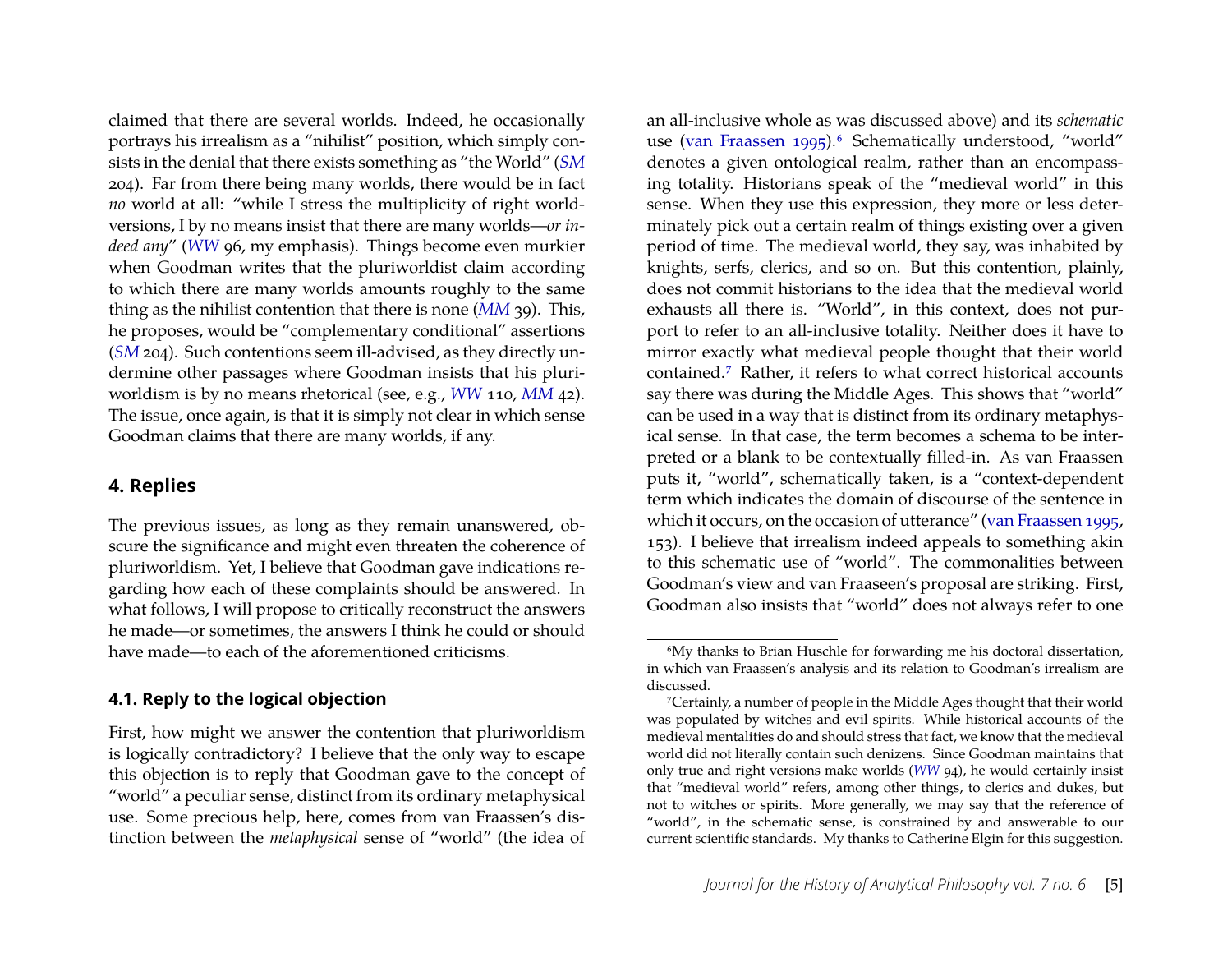claimed that there are several worlds. Indeed, he occasionally portrays his irrealism as a "nihilist" position, which simply consists in the denial that there exists something as "the World" (*SM* 204). Far from there being many worlds, there would be in fact *no* world at all: "while I stress the multiplicity of right world-versions, I by no means insist that there are many worlds—*or indeed any*" (*WW* 96, my emphasis). Things become even murkier when Goodman writes that the pluriworldist claim according to which there are many worlds amounts roughly to the same thing as the nihilist contention that there is none (*MM* 39). This, he proposes, would be "complementary conditional" assertions (*SM* 204). Such contentions seem ill-advised, as they directly undermine other passages where Goodman insists that his pluriworldism is by no means rhetorical (see, e.g., *WW* 110, *MM* 42). The issue, once again, is that it is simply not clear in which sense Goodman claims that there are many worlds, if any.

## 4. Replies

The previous issues, as long as they remain unanswered, obscure the significance and might even threaten the coherence of pluriworldism. Yet, I believe that Goodman gave indications regarding how each of these complaints should be answered. In what follows, I will propose to critically reconstruct the answers he made—or sometimes, the answers I think he could or should have made—to each of the aforementioned criticisms.

### 4.1. Reply to the logical objection

First, how might we answer the contention that pluriworldism is logically contradictory? I believe that the only way to escape this objection is to reply that Goodman gave to the concept of "world" a peculiar sense, distinct from its ordinary metaphysical use. Some precious help, here, comes from van Fraassen's distinction between the *metaphysical* sense of "world" (the idea of an all-inclusive whole as was discussed above) and its *schematic* use (van Fraassen 1995).[6] Schematically understood, "world" denotes a given ontological realm, rather than an encompassing totality. Historians speak of the "medieval world" in this sense. When they use this expression, they more or less determinately pick out a certain realm of things existing over a given period of time. The medieval world, they say, was inhabited by knights, serfs, clerics, and so on. But this contention, plainly, does not commit historians to the idea that the medieval world exhausts all there is. "World", in this context, does not purport to refer to an all-inclusive totality. Neither does it have to mirror exactly what medieval people thought that their world contained.[7] Rather, it refers to what correct historical accounts say there was during the Middle Ages. This shows that "world" can be used in a way that is distinct from its ordinary metaphysical sense. In that case, the term becomes a schema to be interpreted or a blank to be contextually filled-in. As van Fraassen puts it, "world", schematically taken, is a "context-dependent term which indicates the domain of discourse of the sentence in which it occurs, on the occasion of utterance" (van Fraassen 1995, 153). I believe that irrealism indeed appeals to something akin to this schematic use of "world". The commonalities between Goodman's view and van Fraaseen's proposal are striking. First, Goodman also insists that "world" does not always refer to one

[6] My thanks to Brian Huschle for forwarding me his doctoral dissertation, in which van Fraassen's analysis and its relation to Goodman's irrealism are discussed.

[7] Certainly, a number of people in the Middle Ages thought that their world was populated by witches and evil spirits. While historical accounts of the medieval mentalities do and should stress that fact, we know that the medieval world did not literally contain such denizens. Since Goodman maintains that only true and right versions make worlds (*WW* 94), he would certainly insist that "medieval world" refers, among other things, to clerics and dukes, but not to witches or spirits. More generally, we may say that the reference of "world", in the schematic sense, is constrained by and answerable to our current scientific standards. My thanks to Catherine Elgin for this suggestion.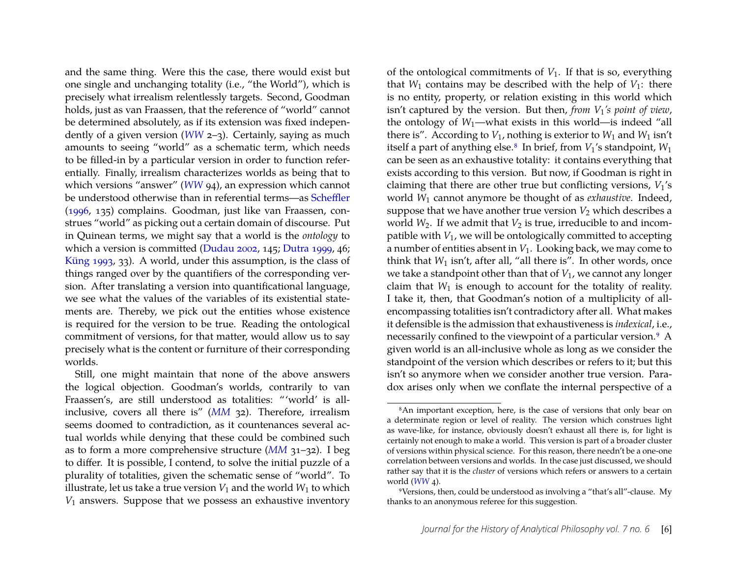and the same thing. Were this the case, there would exist but one single and unchanging totality (i.e., "the World"), which is precisely what irrealism relentlessly targets. Second, Goodman holds, just as van Fraassen, that the reference of "world" cannot be determined absolutely, as if its extension was fixed independently of a given version (*WW* 2–3). Certainly, saying as much amounts to seeing "world" as a schematic term, which needs to be filled-in by a particular version in order to function referentially. Finally, irrealism characterizes worlds as being that to which versions "answer" (*WW* 94), an expression which cannot be understood otherwise than in referential terms—as Scheffler (1996, 135) complains. Goodman, just like van Fraassen, construes "world" as picking out a certain domain of discourse. Put in Quinean terms, we might say that a world is the *ontology* to which a version is committed (Dudau 2002, 145; Dutra 1999, 46; Küng 1993, 33). A world, under this assumption, is the class of things ranged over by the quantifiers of the corresponding version. After translating a version into quantificational language, we see what the values of the variables of its existential statements are. Thereby, we pick out the entities whose existence is required for the version to be true. Reading the ontological commitment of versions, for that matter, would allow us to say precisely what is the content or furniture of their corresponding worlds.

Still, one might maintain that none of the above answers the logical objection. Goodman's worlds, contrarily to van Fraassen's, are still understood as totalities: "'world' is all-inclusive, covers all there is" (*MM* 32). Therefore, irrealism seems doomed to contradiction, as it countenances several actual worlds while denying that these could be combined such as to form a more comprehensive structure (*MM* 31–32). I beg to differ. It is possible, I contend, to solve the initial puzzle of a plurality of totalities, given the schematic sense of "world". To illustrate, let us take a true version $V_1$ and the world $W_1$ to which $V_1$ answers. Suppose that we possess an exhaustive inventory of the ontological commitments of $V_1$. If that is so, everything that $W_1$ contains may be described with the help of $V_1$: there is no entity, property, or relation existing in this world which isn't captured by the version. But then, *from $V_1$'s point of view*, the ontology of $W_1$—what exists in this world—is indeed "all there is". According to $V_1$, nothing is exterior to $W_1$ and $W_1$ isn't itself a part of anything else.[8] In brief, from $V_1$'s standpoint, $W_1$ can be seen as an exhaustive totality: it contains everything that exists according to this version. But now, if Goodman is right in claiming that there are other true but conflicting versions, $V_1$'s world $W_1$ cannot anymore be thought of as *exhaustive*. Indeed, suppose that we have another true version $V_2$ which describes a world $W_2$. If we admit that $V_2$ is true, irreducible to and incompatible with $V_1$, we will be ontologically committed to accepting a number of entities absent in $V_1$. Looking back, we may come to think that $W_1$ isn't, after all, "all there is". In other words, once we take a standpoint other than that of $V_1$, we cannot any longer claim that $W_1$ is enough to account for the totality of reality. I take it, then, that Goodman's notion of a multiplicity of all-encompassing totalities isn't contradictory after all. What makes it defensible is the admission that exhaustiveness is *indexical*, i.e., necessarily confined to the viewpoint of a particular version.[9] A given world is an all-inclusive whole as long as we consider the standpoint of the version which describes or refers to it; but this isn't so anymore when we consider another true version. Paradox arises only when we conflate the internal perspective of a

---

[8] An important exception, here, is the case of versions that only bear on a determinate region or level of reality. The version which construes light as wave-like, for instance, obviously doesn't exhaust all there is, for light is certainly not enough to make a world. This version is part of a broader cluster of versions within physical science. For this reason, there needn't be a one-one correlation between versions and worlds. In the case just discussed, we should rather say that it is the *cluster* of versions which refers or answers to a certain world (*WW* 4).

[9] Versions, then, could be understood as involving a "that's all"-clause. My thanks to an anonymous referee for this suggestion.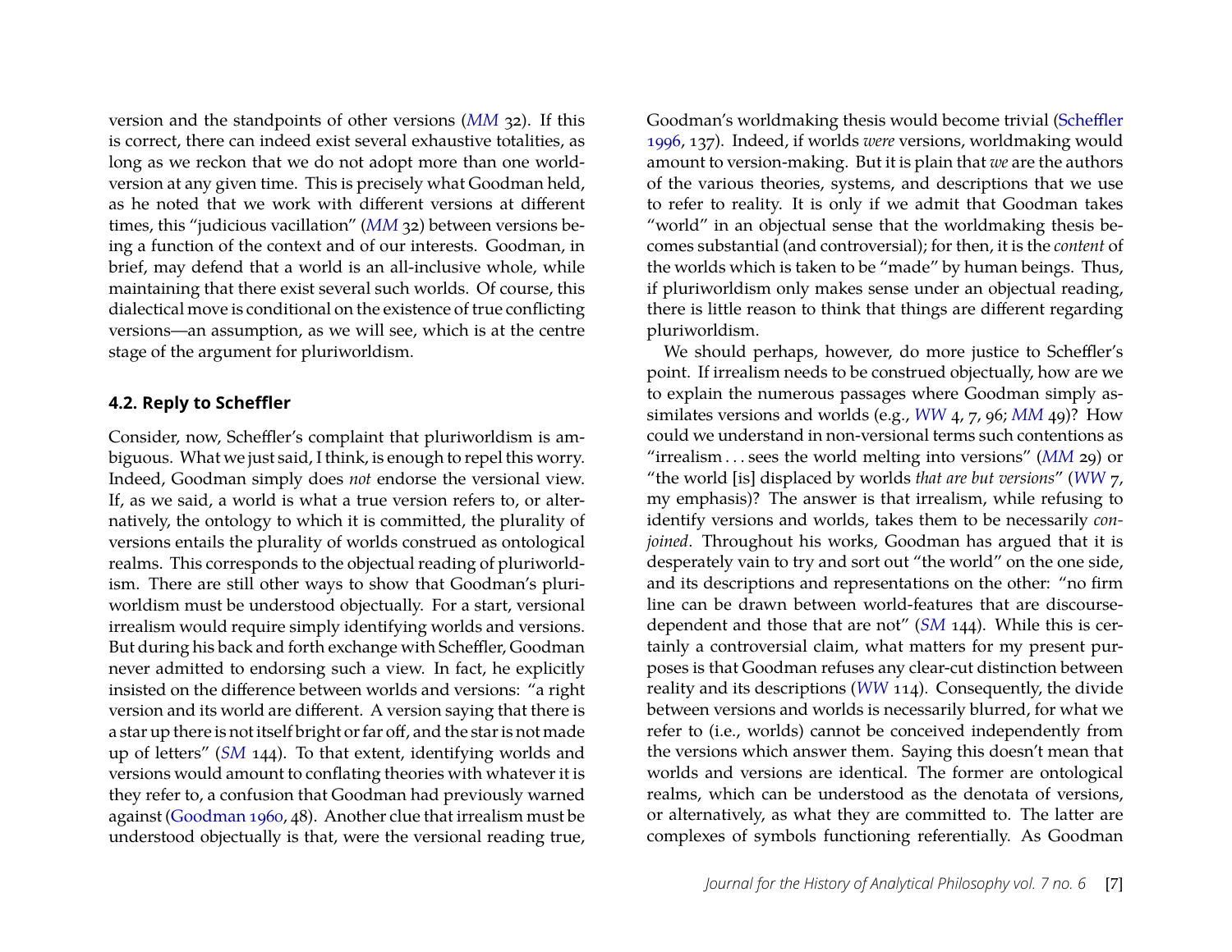version and the standpoints of other versions (*MM* 32). If this is correct, there can indeed exist several exhaustive totalities, as long as we reckon that we do not adopt more than one world-version at any given time. This is precisely what Goodman held, as he noted that we work with different versions at different times, this "judicious vacillation" (*MM* 32) between versions being a function of the context and of our interests. Goodman, in brief, may defend that a world is an all-inclusive whole, while maintaining that there exist several such worlds. Of course, this dialectical move is conditional on the existence of true conflicting versions—an assumption, as we will see, which is at the centre stage of the argument for pluriworldism.

### 4.2. Reply to Scheffler

Consider, now, Scheffler's complaint that pluriworldism is ambiguous. What we just said, I think, is enough to repel this worry. Indeed, Goodman simply does *not* endorse the versional view. If, as we said, a world is what a true version refers to, or alternatively, the ontology to which it is committed, the plurality of versions entails the plurality of worlds construed as ontological realms. This corresponds to the objectual reading of pluriworldism. There are still other ways to show that Goodman's pluriworldism must be understood objectually. For a start, versional irrealism would require simply identifying worlds and versions. But during his back and forth exchange with Scheffler, Goodman never admitted to endorsing such a view. In fact, he explicitly insisted on the difference between worlds and versions: "a right version and its world are different. A version saying that there is a star up there is not itself bright or far off, and the star is not made up of letters" (*SM* 144). To that extent, identifying worlds and versions would amount to conflating theories with whatever it is they refer to, a confusion that Goodman had previously warned against (Goodman 1960, 48). Another clue that irrealism must be understood objectually is that, were the versional reading true, Goodman's worldmaking thesis would become trivial (Scheffler 1996, 137). Indeed, if worlds *were* versions, worldmaking would amount to version-making. But it is plain that *we* are the authors of the various theories, systems, and descriptions that we use to refer to reality. It is only if we admit that Goodman takes "world" in an objectual sense that the worldmaking thesis becomes substantial (and controversial); for then, it is the *content* of the worlds which is taken to be "made" by human beings. Thus, if pluriworldism only makes sense under an objectual reading, there is little reason to think that things are different regarding pluriworldism.

We should perhaps, however, do more justice to Scheffler's point. If irrealism needs to be construed objectually, how are we to explain the numerous passages where Goodman simply assimilates versions and worlds (e.g., *WW* 4, 7, 96; *MM* 49)? How could we understand in non-versional terms such contentions as "irrealism . . . sees the world melting into versions" (*MM* 29) or "the world [is] displaced by worlds *that are but versions*" (*WW* 7, my emphasis)? The answer is that irrealism, while refusing to identify versions and worlds, takes them to be necessarily *conjoined*. Throughout his works, Goodman has argued that it is desperately vain to try and sort out "the world" on the one side, and its descriptions and representations on the other: "no firm line can be drawn between world-features that are discourse-dependent and those that are not" (*SM* 144). While this is certainly a controversial claim, what matters for my present purposes is that Goodman refuses any clear-cut distinction between reality and its descriptions (*WW* 114). Consequently, the divide between versions and worlds is necessarily blurred, for what we refer to (i.e., worlds) cannot be conceived independently from the versions which answer them. Saying this doesn't mean that worlds and versions are identical. The former are ontological realms, which can be understood as the denotata of versions, or alternatively, as what they are committed to. The latter are complexes of symbols functioning referentially. As Goodman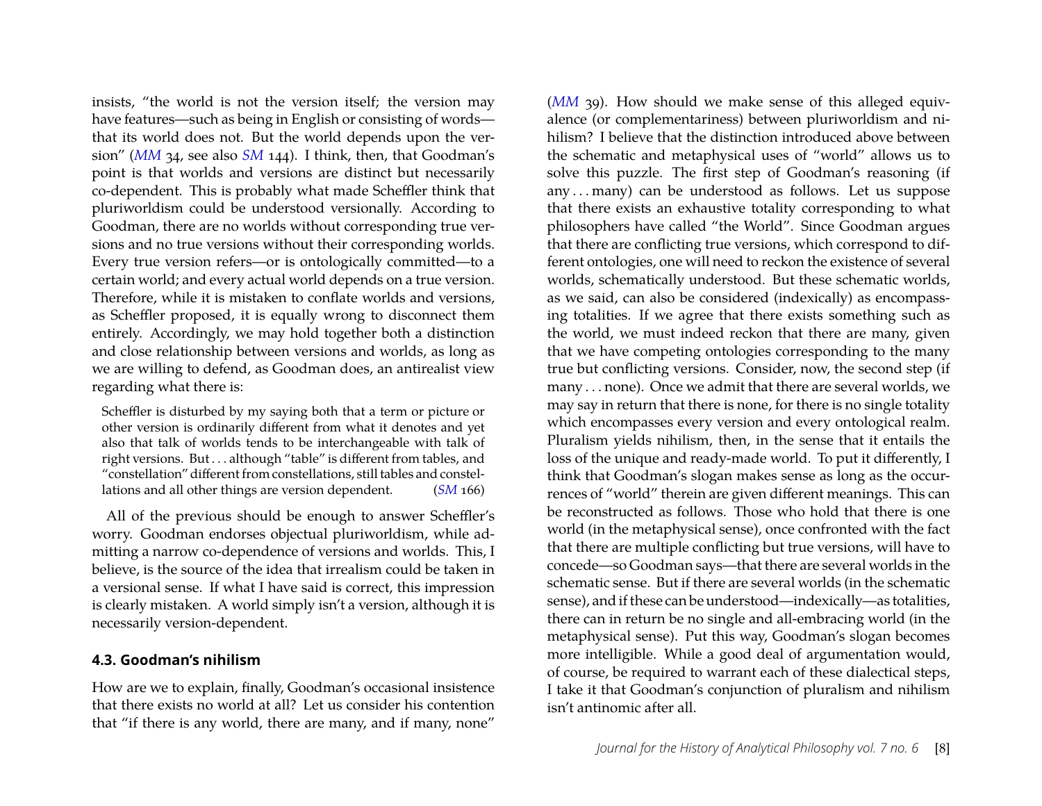insists, "the world is not the version itself; the version may have features—such as being in English or consisting of words—that its world does not. But the world depends upon the version" (*MM* 34, see also *SM* 144). I think, then, that Goodman's point is that worlds and versions are distinct but necessarily co-dependent. This is probably what made Scheffler think that pluriworldism could be understood versionally. According to Goodman, there are no worlds without corresponding true versions and no true versions without their corresponding worlds. Every true version refers—or is ontologically committed—to a certain world; and every actual world depends on a true version. Therefore, while it is mistaken to conflate worlds and versions, as Scheffler proposed, it is equally wrong to disconnect them entirely. Accordingly, we may hold together both a distinction and close relationship between versions and worlds, as long as we are willing to defend, as Goodman does, an antirealist view regarding what there is:

> Scheffler is disturbed by my saying both that a term or picture or other version is ordinarily different from what it denotes and yet also that talk of worlds tends to be interchangeable with talk of right versions. But . . . although "table" is different from tables, and "constellation" different from constellations, still tables and constellations and all other things are version dependent. (*SM* 166)

All of the previous should be enough to answer Scheffler's worry. Goodman endorses objectual pluriworldism, while admitting a narrow co-dependence of versions and worlds. This, I believe, is the source of the idea that irrealism could be taken in a versional sense. If what I have said is correct, this impression is clearly mistaken. A world simply isn't a version, although it is necessarily version-dependent.

### 4.3. Goodman's nihilism

How are we to explain, finally, Goodman's occasional insistence that there exists no world at all? Let us consider his contention that "if there is any world, there are many, and if many, none" (*MM* 39). How should we make sense of this alleged equivalence (or complementariness) between pluriworldism and nihilism? I believe that the distinction introduced above between the schematic and metaphysical uses of "world" allows us to solve this puzzle. The first step of Goodman's reasoning (if any . . . many) can be understood as follows. Let us suppose that there exists an exhaustive totality corresponding to what philosophers have called "the World". Since Goodman argues that there are conflicting true versions, which correspond to different ontologies, one will need to reckon the existence of several worlds, schematically understood. But these schematic worlds, as we said, can also be considered (indexically) as encompassing totalities. If we agree that there exists something such as the world, we must indeed reckon that there are many, given that we have competing ontologies corresponding to the many true but conflicting versions. Consider, now, the second step (if many . . . none). Once we admit that there are several worlds, we may say in return that there is none, for there is no single totality which encompasses every version and every ontological realm. Pluralism yields nihilism, then, in the sense that it entails the loss of the unique and ready-made world. To put it differently, I think that Goodman's slogan makes sense as long as the occurrences of "world" therein are given different meanings. This can be reconstructed as follows. Those who hold that there is one world (in the metaphysical sense), once confronted with the fact that there are multiple conflicting but true versions, will have to concede—so Goodman says—that there are several worlds in the schematic sense. But if there are several worlds (in the schematic sense), and if these can be understood—indexically—as totalities, there can in return be no single and all-embracing world (in the metaphysical sense). Put this way, Goodman's slogan becomes more intelligible. While a good deal of argumentation would, of course, be required to warrant each of these dialectical steps, I take it that Goodman's conjunction of pluralism and nihilism isn't antinomic after all.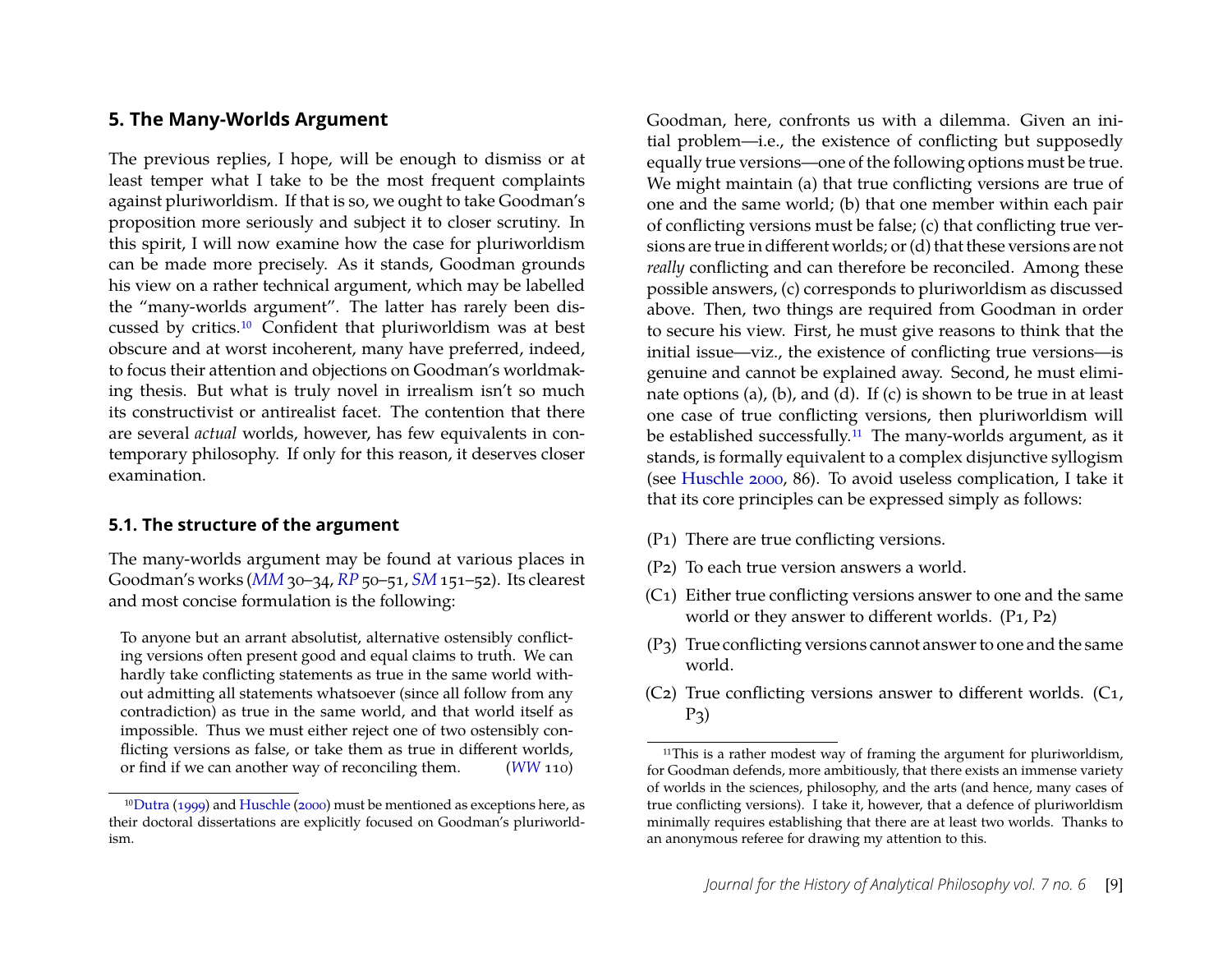## 5. The Many-Worlds Argument

The previous replies, I hope, will be enough to dismiss or at least temper what I take to be the most frequent complaints against pluriworldism. If that is so, we ought to take Goodman's proposition more seriously and subject it to closer scrutiny. In this spirit, I will now examine how the case for pluriworldism can be made more precisely. As it stands, Goodman grounds his view on a rather technical argument, which may be labelled the "many-worlds argument". The latter has rarely been discussed by critics.[10] Confident that pluriworldism was at best obscure and at worst incoherent, many have preferred, indeed, to focus their attention and objections on Goodman's worldmaking thesis. But what is truly novel in irrealism isn't so much its constructivist or antirealist facet. The contention that there are several *actual* worlds, however, has few equivalents in contemporary philosophy. If only for this reason, it deserves closer examination.

### 5.1. The structure of the argument

The many-worlds argument may be found at various places in Goodman's works (*MM* 30–34, *RP* 50–51, *SM* 151–52). Its clearest and most concise formulation is the following:

> To anyone but an arrant absolutist, alternative ostensibly conflicting versions often present good and equal claims to truth. We can hardly take conflicting statements as true in the same world without admitting all statements whatsoever (since all follow from any contradiction) as true in the same world, and that world itself as impossible. Thus we must either reject one of two ostensibly conflicting versions as false, or take them as true in different worlds, or find if we can another way of reconciling them. (*WW* 110)

Goodman, here, confronts us with a dilemma. Given an initial problem—i.e., the existence of conflicting but supposedly equally true versions—one of the following options must be true. We might maintain (a) that true conflicting versions are true of one and the same world; (b) that one member within each pair of conflicting versions must be false; (c) that conflicting true versions are true in different worlds; or (d) that these versions are not *really* conflicting and can therefore be reconciled. Among these possible answers, (c) corresponds to pluriworldism as discussed above. Then, two things are required from Goodman in order to secure his view. First, he must give reasons to think that the initial issue—viz., the existence of conflicting true versions—is genuine and cannot be explained away. Second, he must eliminate options (a), (b), and (d). If (c) is shown to be true in at least one case of true conflicting versions, then pluriworldism will be established successfully.[11] The many-worlds argument, as it stands, is formally equivalent to a complex disjunctive syllogism (see Huschle 2000, 86). To avoid useless complication, I take it that its core principles can be expressed simply as follows:

- (P1) There are true conflicting versions.
- (P2) To each true version answers a world.
- (C1) Either true conflicting versions answer to one and the same world or they answer to different worlds. (P1, P2)
- (P3) True conflicting versions cannot answer to one and the same world.
- (C2) True conflicting versions answer to different worlds. (C1, P3)

[10] Dutra (1999) and Huschle (2000) must be mentioned as exceptions here, as their doctoral dissertations are explicitly focused on Goodman's pluriworldism.

[11] This is a rather modest way of framing the argument for pluriworldism, for Goodman defends, more ambitiously, that there exists an immense variety of worlds in the sciences, philosophy, and the arts (and hence, many cases of true conflicting versions). I take it, however, that a defence of pluriworldism minimally requires establishing that there are at least two worlds. Thanks to an anonymous referee for drawing my attention to this.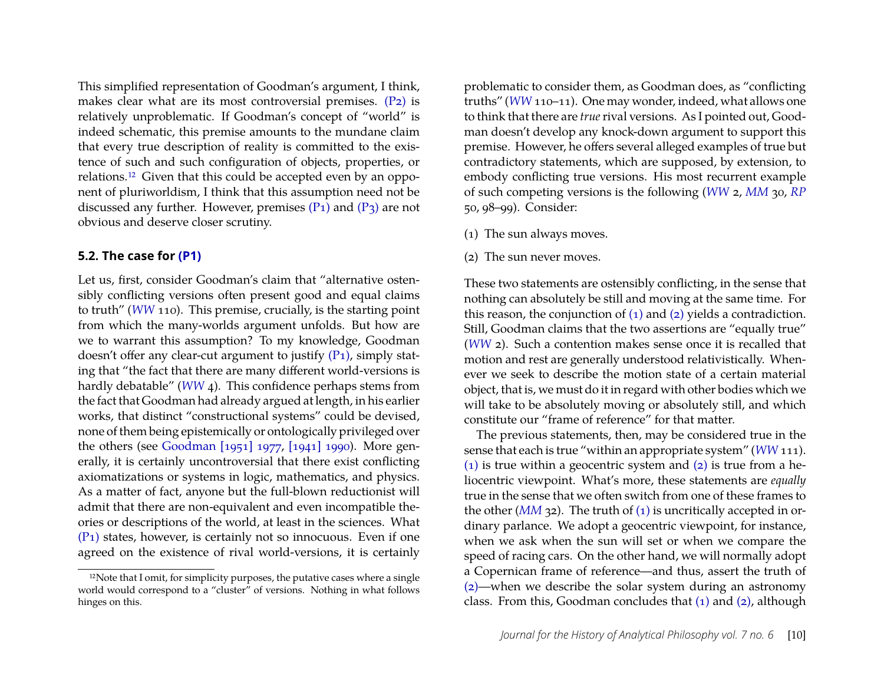This simplified representation of Goodman's argument, I think, makes clear what are its most controversial premises. (P2) is relatively unproblematic. If Goodman's concept of "world" is indeed schematic, this premise amounts to the mundane claim that every true description of reality is committed to the existence of such and such configuration of objects, properties, or relations.[12] Given that this could be accepted even by an opponent of pluriworldism, I think that this assumption need not be discussed any further. However, premises (P1) and (P3) are not obvious and deserve closer scrutiny.

### 5.2. The case for (P1)

Let us, first, consider Goodman's claim that "alternative ostensibly conflicting versions often present good and equal claims to truth" (*WW* 110). This premise, crucially, is the starting point from which the many-worlds argument unfolds. But how are we to warrant this assumption? To my knowledge, Goodman doesn't offer any clear-cut argument to justify (P1), simply stating that "the fact that there are many different world-versions is hardly debatable" (*WW* 4). This confidence perhaps stems from the fact that Goodman had already argued at length, in his earlier works, that distinct "constructional systems" could be devised, none of them being epistemically or ontologically privileged over the others (see Goodman [1951] 1977, [1941] 1990). More generally, it is certainly uncontroversial that there exist conflicting axiomatizations or systems in logic, mathematics, and physics. As a matter of fact, anyone but the full-blown reductionist will admit that there are non-equivalent and even incompatible theories or descriptions of the world, at least in the sciences. What (P1) states, however, is certainly not so innocuous. Even if one agreed on the existence of rival world-versions, it is certainly problematic to consider them, as Goodman does, as "conflicting truths" (*WW* 110–11). One may wonder, indeed, what allows one to think that there are *true* rival versions. As I pointed out, Goodman doesn't develop any knock-down argument to support this premise. However, he offers several alleged examples of true but contradictory statements, which are supposed, by extension, to embody conflicting true versions. His most recurrent example of such competing versions is the following (*WW* 2, *MM* 30, *RP* 50, 98–99). Consider:

(1) The sun always moves.

(2) The sun never moves.

These two statements are ostensibly conflicting, in the sense that nothing can absolutely be still and moving at the same time. For this reason, the conjunction of (1) and (2) yields a contradiction. Still, Goodman claims that the two assertions are "equally true" (*WW* 2). Such a contention makes sense once it is recalled that motion and rest are generally understood relativistically. Whenever we seek to describe the motion state of a certain material object, that is, we must do it in regard with other bodies which we will take to be absolutely moving or absolutely still, and which constitute our "frame of reference" for that matter.

The previous statements, then, may be considered true in the sense that each is true "within an appropriate system" (*WW* 111). (1) is true within a geocentric system and (2) is true from a heliocentric viewpoint. What's more, these statements are *equally* true in the sense that we often switch from one of these frames to the other (*MM* 32). The truth of (1) is uncritically accepted in ordinary parlance. We adopt a geocentric viewpoint, for instance, when we ask when the sun will set or when we compare the speed of racing cars. On the other hand, we will normally adopt a Copernican frame of reference—and thus, assert the truth of (2)—when we describe the solar system during an astronomy class. From this, Goodman concludes that (1) and (2), although

[12] Note that I omit, for simplicity purposes, the putative cases where a single world would correspond to a "cluster" of versions. Nothing in what follows hinges on this.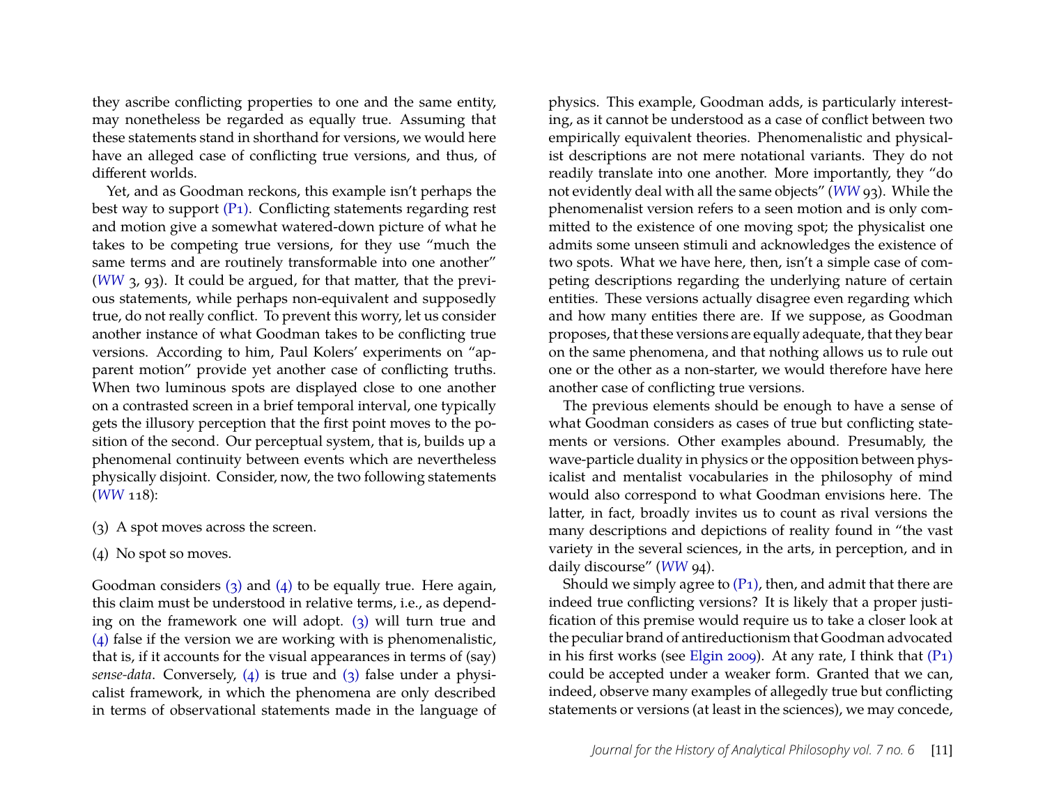they ascribe conflicting properties to one and the same entity, may nonetheless be regarded as equally true. Assuming that these statements stand in shorthand for versions, we would here have an alleged case of conflicting true versions, and thus, of different worlds.

Yet, and as Goodman reckons, this example isn't perhaps the best way to support (P1). Conflicting statements regarding rest and motion give a somewhat watered-down picture of what he takes to be competing true versions, for they use "much the same terms and are routinely transformable into one another" (*WW* 3, 93). It could be argued, for that matter, that the previous statements, while perhaps non-equivalent and supposedly true, do not really conflict. To prevent this worry, let us consider another instance of what Goodman takes to be conflicting true versions. According to him, Paul Kolers' experiments on "apparent motion" provide yet another case of conflicting truths. When two luminous spots are displayed close to one another on a contrasted screen in a brief temporal interval, one typically gets the illusory perception that the first point moves to the position of the second. Our perceptual system, that is, builds up a phenomenal continuity between events which are nevertheless physically disjoint. Consider, now, the two following statements (*WW* 118):

(3) A spot moves across the screen.

(4) No spot so moves.

Goodman considers (3) and (4) to be equally true. Here again, this claim must be understood in relative terms, i.e., as depending on the framework one will adopt. (3) will turn true and (4) false if the version we are working with is phenomenalistic, that is, if it accounts for the visual appearances in terms of (say) *sense-data*. Conversely, (4) is true and (3) false under a physicalist framework, in which the phenomena are only described in terms of observational statements made in the language of physics. This example, Goodman adds, is particularly interesting, as it cannot be understood as a case of conflict between two empirically equivalent theories. Phenomenalistic and physicalist descriptions are not mere notational variants. They do not readily translate into one another. More importantly, they "do not evidently deal with all the same objects" (*WW* 93). While the phenomenalist version refers to a seen motion and is only committed to the existence of one moving spot; the physicalist one admits some unseen stimuli and acknowledges the existence of two spots. What we have here, then, isn't a simple case of competing descriptions regarding the underlying nature of certain entities. These versions actually disagree even regarding which and how many entities there are. If we suppose, as Goodman proposes, that these versions are equally adequate, that they bear on the same phenomena, and that nothing allows us to rule out one or the other as a non-starter, we would therefore have here another case of conflicting true versions.

The previous elements should be enough to have a sense of what Goodman considers as cases of true but conflicting statements or versions. Other examples abound. Presumably, the wave-particle duality in physics or the opposition between physicalist and mentalist vocabularies in the philosophy of mind would also correspond to what Goodman envisions here. The latter, in fact, broadly invites us to count as rival versions the many descriptions and depictions of reality found in "the vast variety in the several sciences, in the arts, in perception, and in daily discourse" (*WW* 94).

Should we simply agree to (P1), then, and admit that there are indeed true conflicting versions? It is likely that a proper justification of this premise would require us to take a closer look at the peculiar brand of antireductionism that Goodman advocated in his first works (see Elgin 2009). At any rate, I think that (P1) could be accepted under a weaker form. Granted that we can, indeed, observe many examples of allegedly true but conflicting statements or versions (at least in the sciences), we may concede,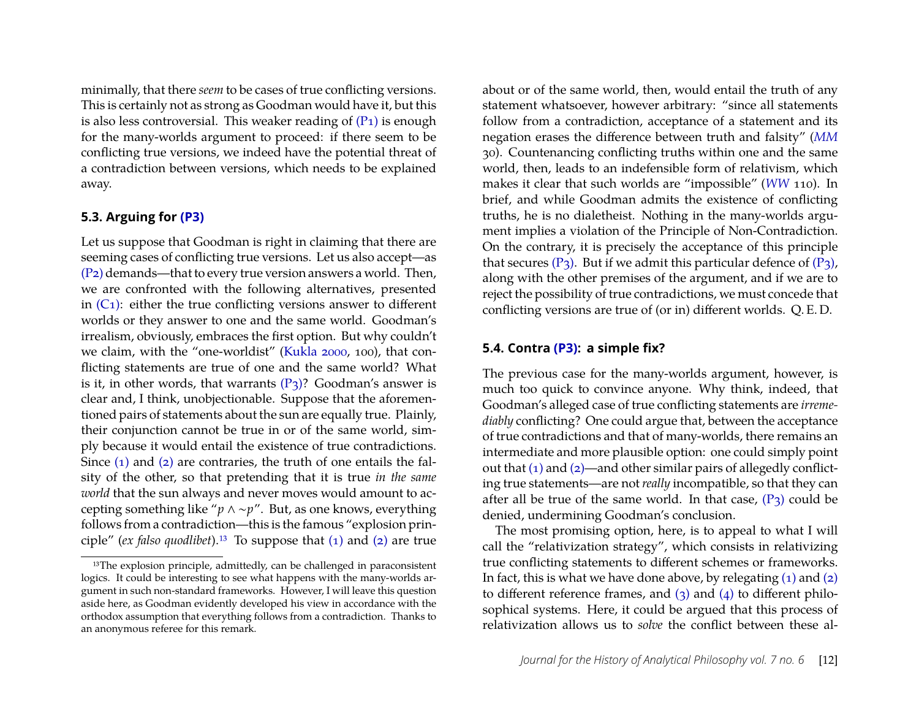minimally, that there *seem* to be cases of true conflicting versions. This is certainly not as strong as Goodman would have it, but this is also less controversial. This weaker reading of (P1) is enough for the many-worlds argument to proceed: if there seem to be conflicting true versions, we indeed have the potential threat of a contradiction between versions, which needs to be explained away.

### 5.3. Arguing for (P3)

Let us suppose that Goodman is right in claiming that there are seeming cases of conflicting true versions. Let us also accept—as (P2) demands—that to every true version answers a world. Then, we are confronted with the following alternatives, presented in (C1): either the true conflicting versions answer to different worlds or they answer to one and the same world. Goodman's irrealism, obviously, embraces the first option. But why couldn't we claim, with the "one-worldist" (Kukla 2000, 100), that conflicting statements are true of one and the same world? What is it, in other words, that warrants (P3)? Goodman's answer is clear and, I think, unobjectionable. Suppose that the aforementioned pairs of statements about the sun are equally true. Plainly, their conjunction cannot be true in or of the same world, simply because it would entail the existence of true contradictions. Since (1) and (2) are contraries, the truth of one entails the falsity of the other, so that pretending that it is true *in the same world* that the sun always and never moves would amount to accepting something like "$p \wedge {\sim}p$". But, as one knows, everything follows from a contradiction—this is the famous "explosion principle" (*ex falso quodlibet*).[13] To suppose that (1) and (2) are true about or of the same world, then, would entail the truth of any statement whatsoever, however arbitrary: "since all statements follow from a contradiction, acceptance of a statement and its negation erases the difference between truth and falsity" (*MM* 30). Countenancing conflicting truths within one and the same world, then, leads to an indefensible form of relativism, which makes it clear that such worlds are "impossible" (*WW* 110). In brief, and while Goodman admits the existence of conflicting truths, he is no dialetheist. Nothing in the many-worlds argument implies a violation of the Principle of Non-Contradiction. On the contrary, it is precisely the acceptance of this principle that secures (P3). But if we admit this particular defence of (P3), along with the other premises of the argument, and if we are to reject the possibility of true contradictions, we must concede that conflicting versions are true of (or in) different worlds. Q. E. D.

### 5.4. Contra (P3): a simple fix?

The previous case for the many-worlds argument, however, is much too quick to convince anyone. Why think, indeed, that Goodman's alleged case of true conflicting statements are *irremediably* conflicting? One could argue that, between the acceptance of true contradictions and that of many-worlds, there remains an intermediate and more plausible option: one could simply point out that (1) and (2)—and other similar pairs of allegedly conflicting true statements—are not *really* incompatible, so that they can after all be true of the same world. In that case, (P3) could be denied, undermining Goodman's conclusion.

The most promising option, here, is to appeal to what I will call the "relativization strategy", which consists in relativizing true conflicting statements to different schemes or frameworks. In fact, this is what we have done above, by relegating (1) and (2) to different reference frames, and (3) and (4) to different philosophical systems. Here, it could be argued that this process of relativization allows us to *solve* the conflict between these al-

[13] The explosion principle, admittedly, can be challenged in paraconsistent logics. It could be interesting to see what happens with the many-worlds argument in such non-standard frameworks. However, I will leave this question aside here, as Goodman evidently developed his view in accordance with the orthodox assumption that everything follows from a contradiction. Thanks to an anonymous referee for this remark.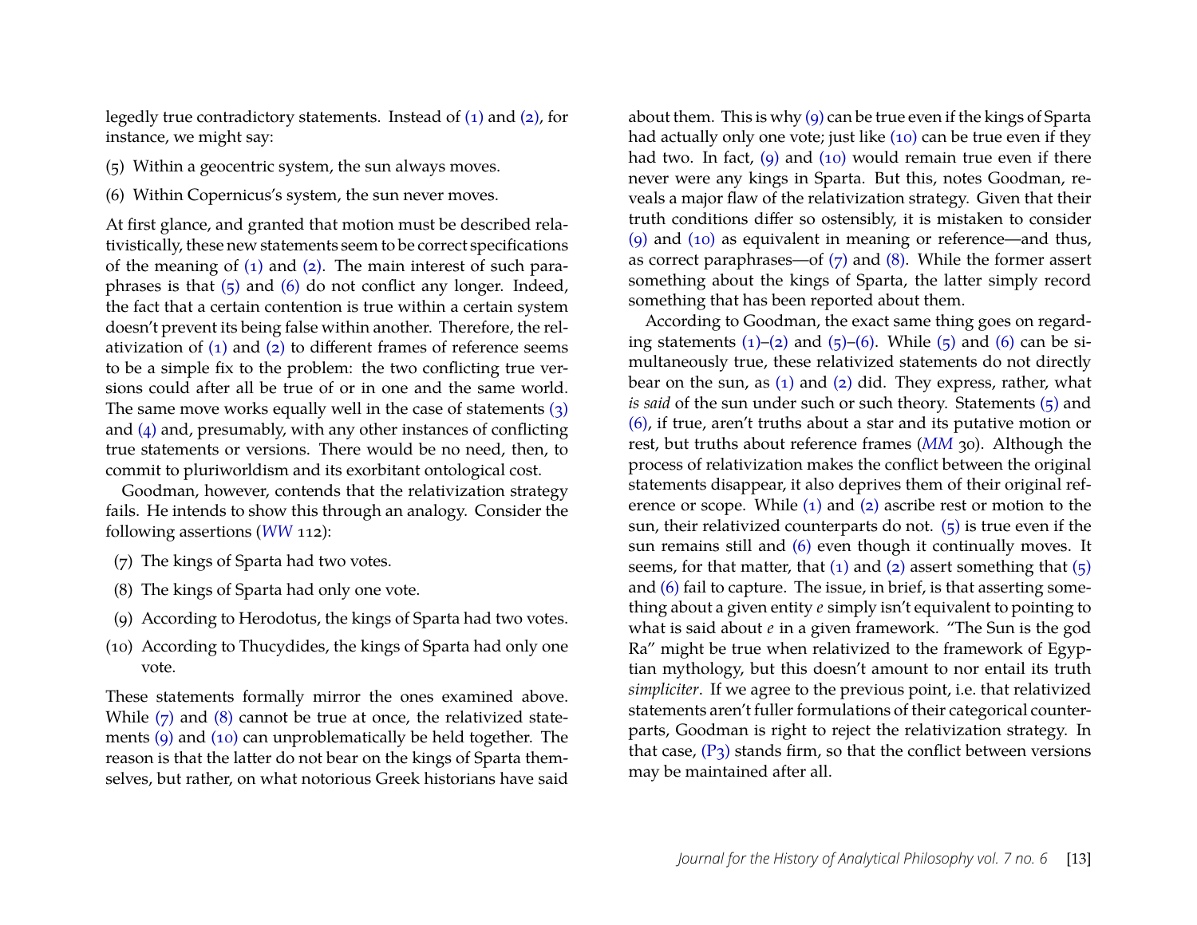legedly true contradictory statements. Instead of (1) and (2), for instance, we might say:

(5) Within a geocentric system, the sun always moves.

(6) Within Copernicus's system, the sun never moves.

At first glance, and granted that motion must be described relativistically, these new statements seem to be correct specifications of the meaning of (1) and (2). The main interest of such paraphrases is that (5) and (6) do not conflict any longer. Indeed, the fact that a certain contention is true within a certain system doesn't prevent its being false within another. Therefore, the relativization of (1) and (2) to different frames of reference seems to be a simple fix to the problem: the two conflicting true versions could after all be true of or in one and the same world. The same move works equally well in the case of statements (3) and (4) and, presumably, with any other instances of conflicting true statements or versions. There would be no need, then, to commit to pluriworldism and its exorbitant ontological cost.

Goodman, however, contends that the relativization strategy fails. He intends to show this through an analogy. Consider the following assertions (*WW* 112):

(7) The kings of Sparta had two votes.

(8) The kings of Sparta had only one vote.

(9) According to Herodotus, the kings of Sparta had two votes.

(10) According to Thucydides, the kings of Sparta had only one vote.

These statements formally mirror the ones examined above. While (7) and (8) cannot be true at once, the relativized statements (9) and (10) can unproblematically be held together. The reason is that the latter do not bear on the kings of Sparta themselves, but rather, on what notorious Greek historians have said about them. This is why (9) can be true even if the kings of Sparta had actually only one vote; just like (10) can be true even if they had two. In fact, (9) and (10) would remain true even if there never were any kings in Sparta. But this, notes Goodman, reveals a major flaw of the relativization strategy. Given that their truth conditions differ so ostensibly, it is mistaken to consider (9) and (10) as equivalent in meaning or reference—and thus, as correct paraphrases—of (7) and (8). While the former assert something about the kings of Sparta, the latter simply record something that has been reported about them.

According to Goodman, the exact same thing goes on regarding statements (1)–(2) and (5)–(6). While (5) and (6) can be simultaneously true, these relativized statements do not directly bear on the sun, as (1) and (2) did. They express, rather, what *is said* of the sun under such or such theory. Statements (5) and (6), if true, aren't truths about a star and its putative motion or rest, but truths about reference frames (*MM* 30). Although the process of relativization makes the conflict between the original statements disappear, it also deprives them of their original reference or scope. While (1) and (2) ascribe rest or motion to the sun, their relativized counterparts do not. (5) is true even if the sun remains still and (6) even though it continually moves. It seems, for that matter, that (1) and (2) assert something that (5) and (6) fail to capture. The issue, in brief, is that asserting something about a given entity *e* simply isn't equivalent to pointing to what is said about *e* in a given framework. "The Sun is the god Ra" might be true when relativized to the framework of Egyptian mythology, but this doesn't amount to nor entail its truth *simpliciter*. If we agree to the previous point, i.e. that relativized statements aren't fuller formulations of their categorical counterparts, Goodman is right to reject the relativization strategy. In that case, (P3) stands firm, so that the conflict between versions may be maintained after all.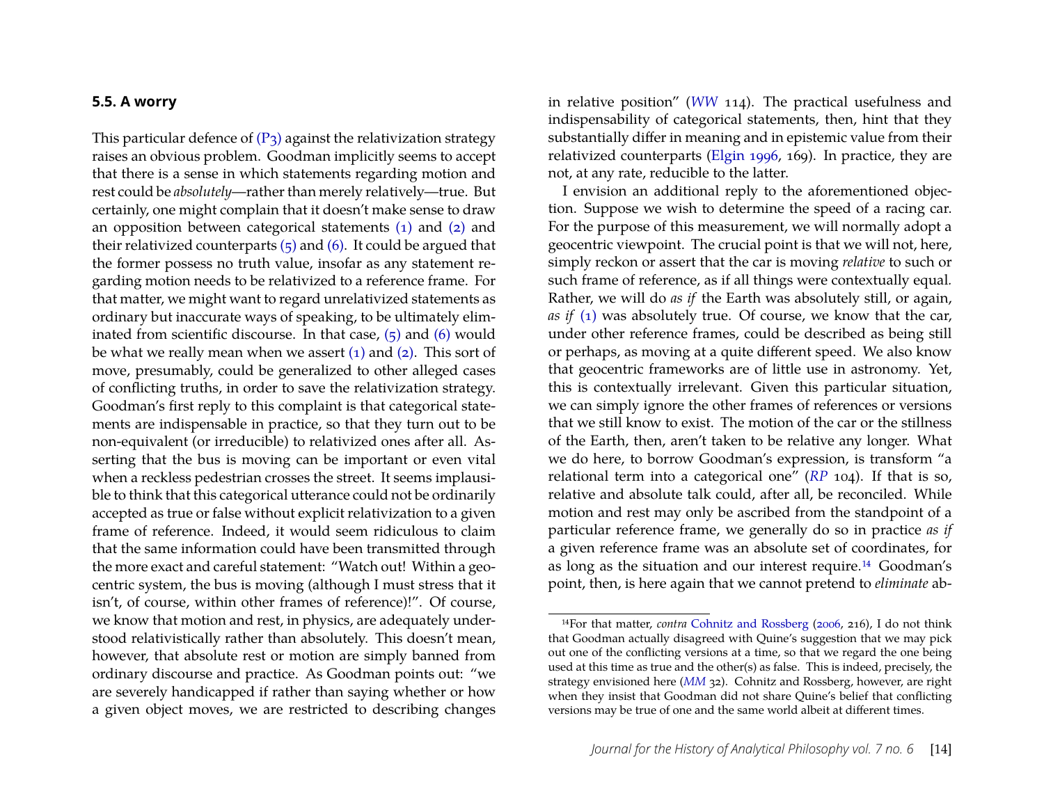### 5.5. A worry

This particular defence of (P3) against the relativization strategy raises an obvious problem. Goodman implicitly seems to accept that there is a sense in which statements regarding motion and rest could be *absolutely*—rather than merely relatively—true. But certainly, one might complain that it doesn't make sense to draw an opposition between categorical statements (1) and (2) and their relativized counterparts (5) and (6). It could be argued that the former possess no truth value, insofar as any statement regarding motion needs to be relativized to a reference frame. For that matter, we might want to regard unrelativized statements as ordinary but inaccurate ways of speaking, to be ultimately eliminated from scientific discourse. In that case, (5) and (6) would be what we really mean when we assert (1) and (2). This sort of move, presumably, could be generalized to other alleged cases of conflicting truths, in order to save the relativization strategy. Goodman's first reply to this complaint is that categorical statements are indispensable in practice, so that they turn out to be non-equivalent (or irreducible) to relativized ones after all. Asserting that the bus is moving can be important or even vital when a reckless pedestrian crosses the street. It seems implausible to think that this categorical utterance could not be ordinarily accepted as true or false without explicit relativization to a given frame of reference. Indeed, it would seem ridiculous to claim that the same information could have been transmitted through the more exact and careful statement: "Watch out! Within a geocentric system, the bus is moving (although I must stress that it isn't, of course, within other frames of reference)!". Of course, we know that motion and rest, in physics, are adequately understood relativistically rather than absolutely. This doesn't mean, however, that absolute rest or motion are simply banned from ordinary discourse and practice. As Goodman points out: "we are severely handicapped if rather than saying whether or how a given object moves, we are restricted to describing changes in relative position" (*WW* 114). The practical usefulness and indispensability of categorical statements, then, hint that they substantially differ in meaning and in epistemic value from their relativized counterparts (Elgin 1996, 169). In practice, they are not, at any rate, reducible to the latter.

I envision an additional reply to the aforementioned objection. Suppose we wish to determine the speed of a racing car. For the purpose of this measurement, we will normally adopt a geocentric viewpoint. The crucial point is that we will not, here, simply reckon or assert that the car is moving *relative* to such or such frame of reference, as if all things were contextually equal. Rather, we will do *as if* the Earth was absolutely still, or again, *as if* (1) was absolutely true. Of course, we know that the car, under other reference frames, could be described as being still or perhaps, as moving at a quite different speed. We also know that geocentric frameworks are of little use in astronomy. Yet, this is contextually irrelevant. Given this particular situation, we can simply ignore the other frames of references or versions that we still know to exist. The motion of the car or the stillness of the Earth, then, aren't taken to be relative any longer. What we do here, to borrow Goodman's expression, is transform "a relational term into a categorical one" (*RP* 104). If that is so, relative and absolute talk could, after all, be reconciled. While motion and rest may only be ascribed from the standpoint of a particular reference frame, we generally do so in practice *as if* a given reference frame was an absolute set of coordinates, for as long as the situation and our interest require.[14] Goodman's point, then, is here again that we cannot pretend to *eliminate* ab-

[14]For that matter, *contra* Cohnitz and Rossberg (2006, 216), I do not think that Goodman actually disagreed with Quine's suggestion that we may pick out one of the conflicting versions at a time, so that we regard the one being used at this time as true and the other(s) as false. This is indeed, precisely, the strategy envisioned here (*MM* 32). Cohnitz and Rossberg, however, are right when they insist that Goodman did not share Quine's belief that conflicting versions may be true of one and the same world albeit at different times.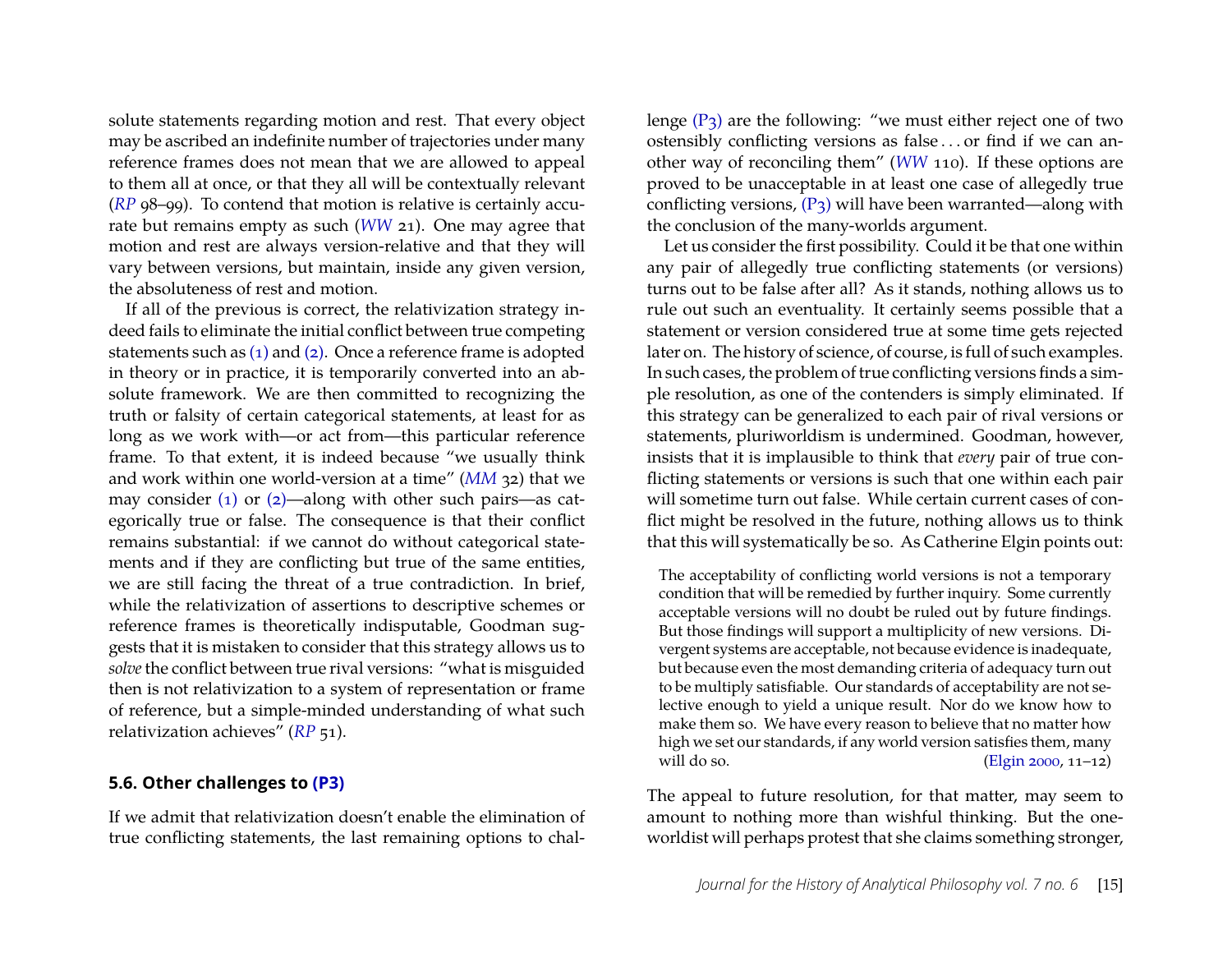solute statements regarding motion and rest. That every object may be ascribed an indefinite number of trajectories under many reference frames does not mean that we are allowed to appeal to them all at once, or that they all will be contextually relevant (*RP* 98–99). To contend that motion is relative is certainly accurate but remains empty as such (*WW* 21). One may agree that motion and rest are always version-relative and that they will vary between versions, but maintain, inside any given version, the absoluteness of rest and motion.

If all of the previous is correct, the relativization strategy indeed fails to eliminate the initial conflict between true competing statements such as (1) and (2). Once a reference frame is adopted in theory or in practice, it is temporarily converted into an absolute framework. We are then committed to recognizing the truth or falsity of certain categorical statements, at least for as long as we work with—or act from—this particular reference frame. To that extent, it is indeed because "we usually think and work within one world-version at a time" (*MM* 32) that we may consider (1) or (2)—along with other such pairs—as categorically true or false. The consequence is that their conflict remains substantial: if we cannot do without categorical statements and if they are conflicting but true of the same entities, we are still facing the threat of a true contradiction. In brief, while the relativization of assertions to descriptive schemes or reference frames is theoretically indisputable, Goodman suggests that it is mistaken to consider that this strategy allows us to *solve* the conflict between true rival versions: "what is misguided then is not relativization to a system of representation or frame of reference, but a simple-minded understanding of what such relativization achieves" (*RP* 51).

### 5.6. Other challenges to (P3)

If we admit that relativization doesn't enable the elimination of true conflicting statements, the last remaining options to challenge (P3) are the following: "we must either reject one of two ostensibly conflicting versions as false . . . or find if we can another way of reconciling them" (*WW* 110). If these options are proved to be unacceptable in at least one case of allegedly true conflicting versions, (P3) will have been warranted—along with the conclusion of the many-worlds argument.

Let us consider the first possibility. Could it be that one within any pair of allegedly true conflicting statements (or versions) turns out to be false after all? As it stands, nothing allows us to rule out such an eventuality. It certainly seems possible that a statement or version considered true at some time gets rejected later on. The history of science, of course, is full of such examples. In such cases, the problem of true conflicting versions finds a simple resolution, as one of the contenders is simply eliminated. If this strategy can be generalized to each pair of rival versions or statements, pluriworldism is undermined. Goodman, however, insists that it is implausible to think that *every* pair of true conflicting statements or versions is such that one within each pair will sometime turn out false. While certain current cases of conflict might be resolved in the future, nothing allows us to think that this will systematically be so. As Catherine Elgin points out:

> The acceptability of conflicting world versions is not a temporary condition that will be remedied by further inquiry. Some currently acceptable versions will no doubt be ruled out by future findings. But those findings will support a multiplicity of new versions. Divergent systems are acceptable, not because evidence is inadequate, but because even the most demanding criteria of adequacy turn out to be multiply satisfiable. Our standards of acceptability are not selective enough to yield a unique result. Nor do we know how to make them so. We have every reason to believe that no matter how high we set our standards, if any world version satisfies them, many will do so. (Elgin 2000, 11–12)

The appeal to future resolution, for that matter, may seem to amount to nothing more than wishful thinking. But the one-worldist will perhaps protest that she claims something stronger,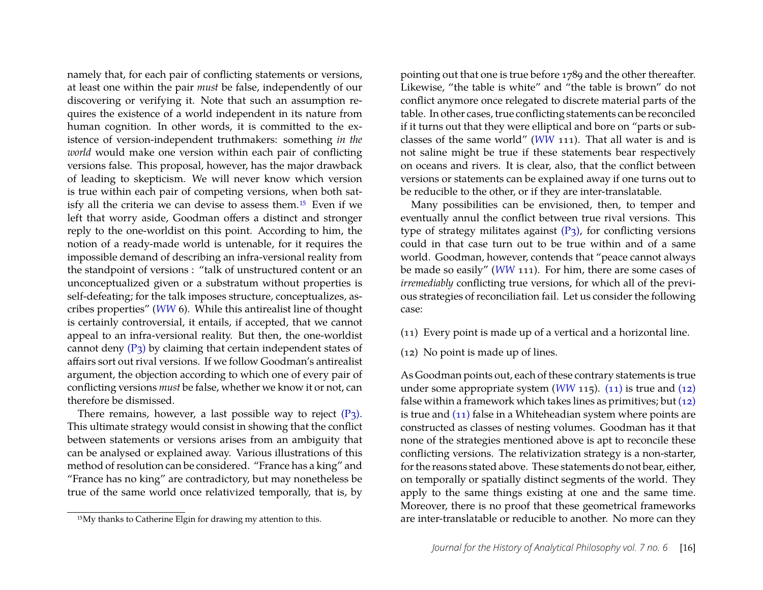namely that, for each pair of conflicting statements or versions, at least one within the pair *must* be false, independently of our discovering or verifying it. Note that such an assumption requires the existence of a world independent in its nature from human cognition. In other words, it is committed to the existence of version-independent truthmakers: something *in the world* would make one version within each pair of conflicting versions false. This proposal, however, has the major drawback of leading to skepticism. We will never know which version is true within each pair of competing versions, when both satisfy all the criteria we can devise to assess them.[15] Even if we left that worry aside, Goodman offers a distinct and stronger reply to the one-worldist on this point. According to him, the notion of a ready-made world is untenable, for it requires the impossible demand of describing an infra-versional reality from the standpoint of versions : "talk of unstructured content or an unconceptualized given or a substratum without properties is self-defeating; for the talk imposes structure, conceptualizes, ascribes properties" (*WW* 6). While this antirealist line of thought is certainly controversial, it entails, if accepted, that we cannot appeal to an infra-versional reality. But then, the one-worldist cannot deny (P3) by claiming that certain independent states of affairs sort out rival versions. If we follow Goodman's antirealist argument, the objection according to which one of every pair of conflicting versions *must* be false, whether we know it or not, can therefore be dismissed.

There remains, however, a last possible way to reject (P3). This ultimate strategy would consist in showing that the conflict between statements or versions arises from an ambiguity that can be analysed or explained away. Various illustrations of this method of resolution can be considered. "France has a king" and "France has no king" are contradictory, but may nonetheless be true of the same world once relativized temporally, that is, by pointing out that one is true before 1789 and the other thereafter. Likewise, "the table is white" and "the table is brown" do not conflict anymore once relegated to discrete material parts of the table. In other cases, true conflicting statements can be reconciled if it turns out that they were elliptical and bore on "parts or subclasses of the same world" (*WW* 111). That all water is and is not saline might be true if these statements bear respectively on oceans and rivers. It is clear, also, that the conflict between versions or statements can be explained away if one turns out to be reducible to the other, or if they are inter-translatable.

Many possibilities can be envisioned, then, to temper and eventually annul the conflict between true rival versions. This type of strategy militates against (P3), for conflicting versions could in that case turn out to be true within and of a same world. Goodman, however, contends that "peace cannot always be made so easily" (*WW* 111). For him, there are some cases of *irremediably* conflicting true versions, for which all of the previous strategies of reconciliation fail. Let us consider the following case:

(11) Every point is made up of a vertical and a horizontal line.

(12) No point is made up of lines.

As Goodman points out, each of these contrary statements is true under some appropriate system (*WW* 115). (11) is true and (12) false within a framework which takes lines as primitives; but (12) is true and (11) false in a Whiteheadian system where points are constructed as classes of nesting volumes. Goodman has it that none of the strategies mentioned above is apt to reconcile these conflicting versions. The relativization strategy is a non-starter, for the reasons stated above. These statements do not bear, either, on temporally or spatially distinct segments of the world. They apply to the same things existing at one and the same time. Moreover, there is no proof that these geometrical frameworks are inter-translatable or reducible to another. No more can they

[15] My thanks to Catherine Elgin for drawing my attention to this.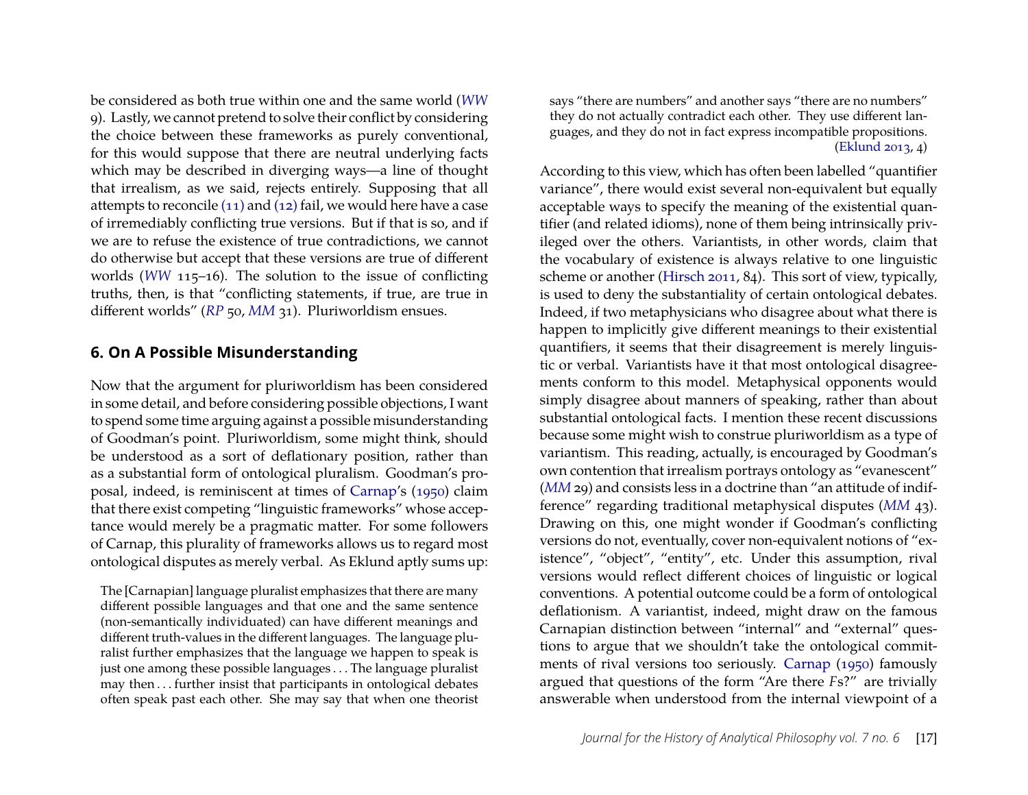be considered as both true within one and the same world (*WW* 9). Lastly, we cannot pretend to solve their conflict by considering the choice between these frameworks as purely conventional, for this would suppose that there are neutral underlying facts which may be described in diverging ways—a line of thought that irrealism, as we said, rejects entirely. Supposing that all attempts to reconcile (11) and (12) fail, we would here have a case of irremediably conflicting true versions. But if that is so, and if we are to refuse the existence of true contradictions, we cannot do otherwise but accept that these versions are true of different worlds (*WW* 115–16). The solution to the issue of conflicting truths, then, is that "conflicting statements, if true, are true in different worlds" (*RP* 50, *MM* 31). Pluriworldism ensues.

## 6. On A Possible Misunderstanding

Now that the argument for pluriworldism has been considered in some detail, and before considering possible objections, I want to spend some time arguing against a possible misunderstanding of Goodman's point. Pluriworldism, some might think, should be understood as a sort of deflationary position, rather than as a substantial form of ontological pluralism. Goodman's proposal, indeed, is reminiscent at times of Carnap's (1950) claim that there exist competing "linguistic frameworks" whose acceptance would merely be a pragmatic matter. For some followers of Carnap, this plurality of frameworks allows us to regard most ontological disputes as merely verbal. As Eklund aptly sums up:

> The [Carnapian] language pluralist emphasizes that there are many different possible languages and that one and the same sentence (non-semantically individuated) can have different meanings and different truth-values in the different languages. The language pluralist further emphasizes that the language we happen to speak is just one among these possible languages . . . The language pluralist may then . . . further insist that participants in ontological debates often speak past each other. She may say that when one theorist says "there are numbers" and another says "there are no numbers" they do not actually contradict each other. They use different languages, and they do not in fact express incompatible propositions. (Eklund 2013, 4)

According to this view, which has often been labelled "quantifier variance", there would exist several non-equivalent but equally acceptable ways to specify the meaning of the existential quantifier (and related idioms), none of them being intrinsically privileged over the others. Variantists, in other words, claim that the vocabulary of existence is always relative to one linguistic scheme or another (Hirsch 2011, 84). This sort of view, typically, is used to deny the substantiality of certain ontological debates. Indeed, if two metaphysicians who disagree about what there is happen to implicitly give different meanings to their existential quantifiers, it seems that their disagreement is merely linguistic or verbal. Variantists have it that most ontological disagreements conform to this model. Metaphysical opponents would simply disagree about manners of speaking, rather than about substantial ontological facts. I mention these recent discussions because some might wish to construe pluriworldism as a type of variantism. This reading, actually, is encouraged by Goodman's own contention that irrealism portrays ontology as "evanescent" (*MM* 29) and consists less in a doctrine than "an attitude of indifference" regarding traditional metaphysical disputes (*MM* 43). Drawing on this, one might wonder if Goodman's conflicting versions do not, eventually, cover non-equivalent notions of "existence", "object", "entity", etc. Under this assumption, rival versions would reflect different choices of linguistic or logical conventions. A potential outcome could be a form of ontological deflationism. A variantist, indeed, might draw on the famous Carnapian distinction between "internal" and "external" questions to argue that we shouldn't take the ontological commitments of rival versions too seriously. Carnap (1950) famously argued that questions of the form "Are there *F*s?" are trivially answerable when understood from the internal viewpoint of a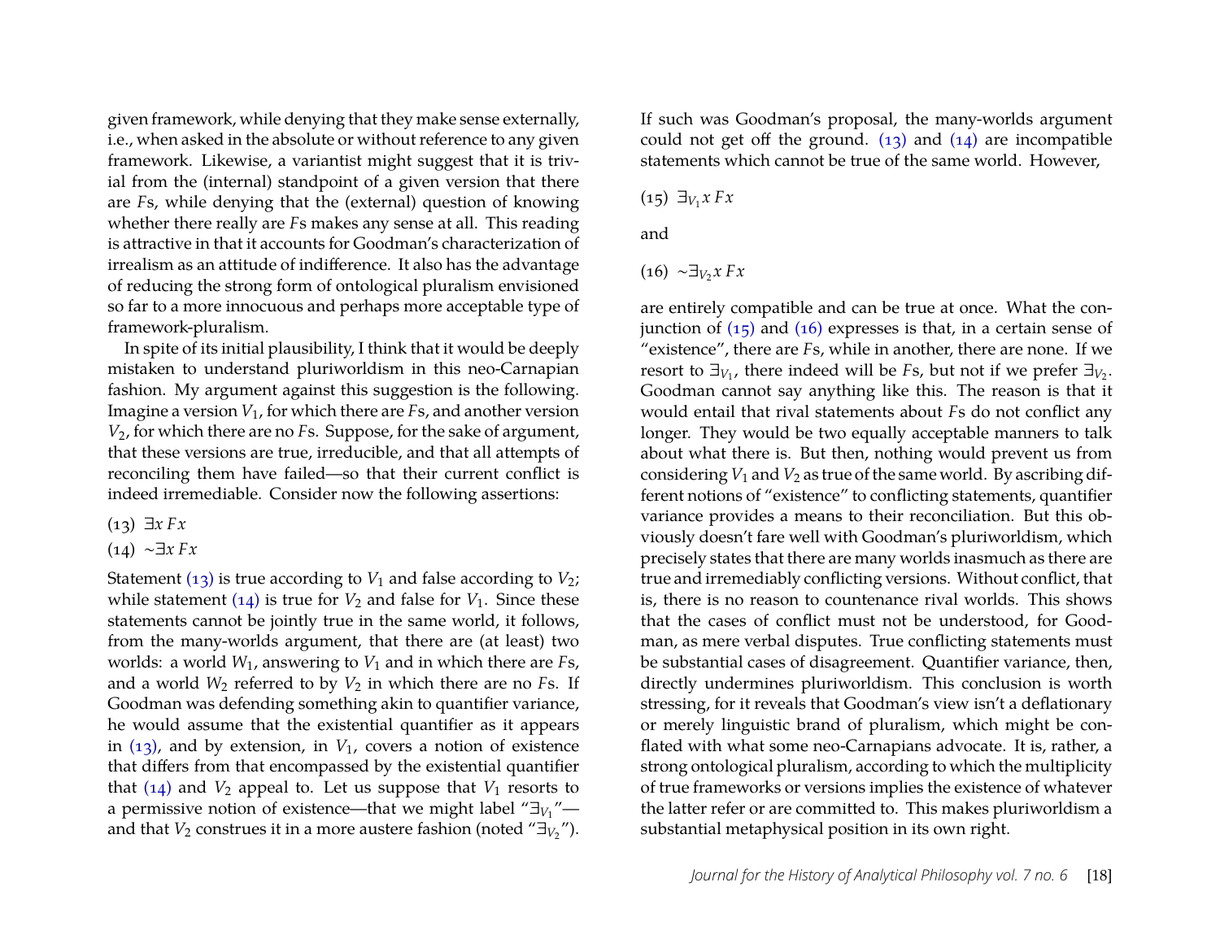given framework, while denying that they make sense externally, i.e., when asked in the absolute or without reference to any given framework. Likewise, a variantist might suggest that it is trivial from the (internal) standpoint of a given version that there are *F*s, while denying that the (external) question of knowing whether there really are *F*s makes any sense at all. This reading is attractive in that it accounts for Goodman's characterization of irrealism as an attitude of indifference. It also has the advantage of reducing the strong form of ontological pluralism envisioned so far to a more innocuous and perhaps more acceptable type of framework-pluralism.

In spite of its initial plausibility, I think that it would be deeply mistaken to understand pluriworldism in this neo-Carnapian fashion. My argument against this suggestion is the following. Imagine a version $V_1$, for which there are *F*s, and another version $V_2$, for which there are no *F*s. Suppose, for the sake of argument, that these versions are true, irreducible, and that all attempts of reconciling them have failed—so that their current conflict is indeed irremediable. Consider now the following assertions:

(13) $\exists x\, Fx$

(14) $\sim\exists x\, Fx$

Statement (13) is true according to $V_1$ and false according to $V_2$; while statement (14) is true for $V_2$ and false for $V_1$. Since these statements cannot be jointly true in the same world, it follows, from the many-worlds argument, that there are (at least) two worlds: a world $W_1$, answering to $V_1$ and in which there are *F*s, and a world $W_2$ referred to by $V_2$ in which there are no *F*s. If Goodman was defending something akin to quantifier variance, he would assume that the existential quantifier as it appears in (13), and by extension, in $V_1$, covers a notion of existence that differs from that encompassed by the existential quantifier that (14) and $V_2$ appeal to. Let us suppose that $V_1$ resorts to a permissive notion of existence—that we might label "$\exists_{V_1}$"—and that $V_2$ construes it in a more austere fashion (noted "$\exists_{V_2}$"). If such was Goodman's proposal, the many-worlds argument could not get off the ground. (13) and (14) are incompatible statements which cannot be true of the same world. However,

(15) $\exists_{V_1} x\, Fx$

and

(16) $\sim\exists_{V_2} x\, Fx$

are entirely compatible and can be true at once. What the conjunction of (15) and (16) expresses is that, in a certain sense of "existence", there are *F*s, while in another, there are none. If we resort to $\exists_{V_1}$, there indeed will be *F*s, but not if we prefer $\exists_{V_2}$. Goodman cannot say anything like this. The reason is that it would entail that rival statements about *F*s do not conflict any longer. They would be two equally acceptable manners to talk about what there is. But then, nothing would prevent us from considering $V_1$ and $V_2$ as true of the same world. By ascribing different notions of "existence" to conflicting statements, quantifier variance provides a means to their reconciliation. But this obviously doesn't fare well with Goodman's pluriworldism, which precisely states that there are many worlds inasmuch as there are true and irremediably conflicting versions. Without conflict, that is, there is no reason to countenance rival worlds. This shows that the cases of conflict must not be understood, for Goodman, as mere verbal disputes. True conflicting statements must be substantial cases of disagreement. Quantifier variance, then, directly undermines pluriworldism. This conclusion is worth stressing, for it reveals that Goodman's view isn't a deflationary or merely linguistic brand of pluralism, which might be conflated with what some neo-Carnapians advocate. It is, rather, a strong ontological pluralism, according to which the multiplicity of true frameworks or versions implies the existence of whatever the latter refer or are committed to. This makes pluriworldism a substantial metaphysical position in its own right.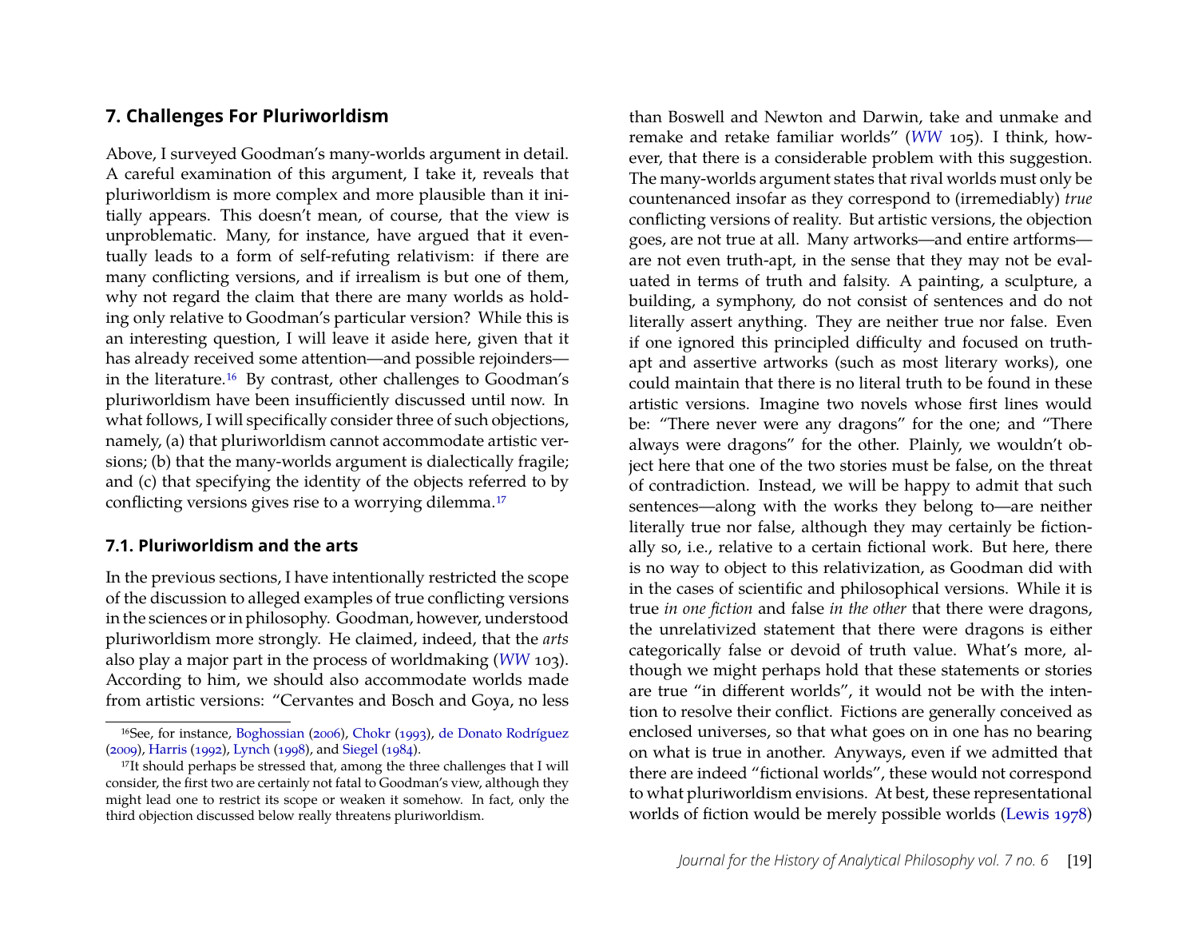## 7. Challenges For Pluriworldism

Above, I surveyed Goodman's many-worlds argument in detail. A careful examination of this argument, I take it, reveals that pluriworldism is more complex and more plausible than it initially appears. This doesn't mean, of course, that the view is unproblematic. Many, for instance, have argued that it eventually leads to a form of self-refuting relativism: if there are many conflicting versions, and if irrealism is but one of them, why not regard the claim that there are many worlds as holding only relative to Goodman's particular version? While this is an interesting question, I will leave it aside here, given that it has already received some attention—and possible rejoinders—in the literature.[16] By contrast, other challenges to Goodman's pluriworldism have been insufficiently discussed until now. In what follows, I will specifically consider three of such objections, namely, (a) that pluriworldism cannot accommodate artistic versions; (b) that the many-worlds argument is dialectically fragile; and (c) that specifying the identity of the objects referred to by conflicting versions gives rise to a worrying dilemma.[17]

### 7.1. Pluriworldism and the arts

In the previous sections, I have intentionally restricted the scope of the discussion to alleged examples of true conflicting versions in the sciences or in philosophy. Goodman, however, understood pluriworldism more strongly. He claimed, indeed, that the *arts* also play a major part in the process of worldmaking (*WW* 103). According to him, we should also accommodate worlds made from artistic versions: "Cervantes and Bosch and Goya, no less than Boswell and Newton and Darwin, take and unmake and remake and retake familiar worlds" (*WW* 105). I think, however, that there is a considerable problem with this suggestion. The many-worlds argument states that rival worlds must only be countenanced insofar as they correspond to (irremediably) *true* conflicting versions of reality. But artistic versions, the objection goes, are not true at all. Many artworks—and entire artforms—are not even truth-apt, in the sense that they may not be evaluated in terms of truth and falsity. A painting, a sculpture, a building, a symphony, do not consist of sentences and do not literally assert anything. They are neither true nor false. Even if one ignored this principled difficulty and focused on truth-apt and assertive artworks (such as most literary works), one could maintain that there is no literal truth to be found in these artistic versions. Imagine two novels whose first lines would be: "There never were any dragons" for the one; and "There always were dragons" for the other. Plainly, we wouldn't object here that one of the two stories must be false, on the threat of contradiction. Instead, we will be happy to admit that such sentences—along with the works they belong to—are neither literally true nor false, although they may certainly be fictionally so, i.e., relative to a certain fictional work. But here, there is no way to object to this relativization, as Goodman did with in the cases of scientific and philosophical versions. While it is true *in one fiction* and false *in the other* that there were dragons, the unrelativized statement that there were dragons is either categorically false or devoid of truth value. What's more, although we might perhaps hold that these statements or stories are true "in different worlds", it would not be with the intention to resolve their conflict. Fictions are generally conceived as enclosed universes, so that what goes on in one has no bearing on what is true in another. Anyways, even if we admitted that there are indeed "fictional worlds", these would not correspond to what pluriworldism envisions. At best, these representational worlds of fiction would be merely possible worlds (Lewis 1978)

---

[16] See, for instance, Boghossian (2006), Chokr (1993), de Donato Rodríguez (2009), Harris (1992), Lynch (1998), and Siegel (1984).

[17] It should perhaps be stressed that, among the three challenges that I will consider, the first two are certainly not fatal to Goodman's view, although they might lead one to restrict its scope or weaken it somehow. In fact, only the third objection discussed below really threatens pluriworldism.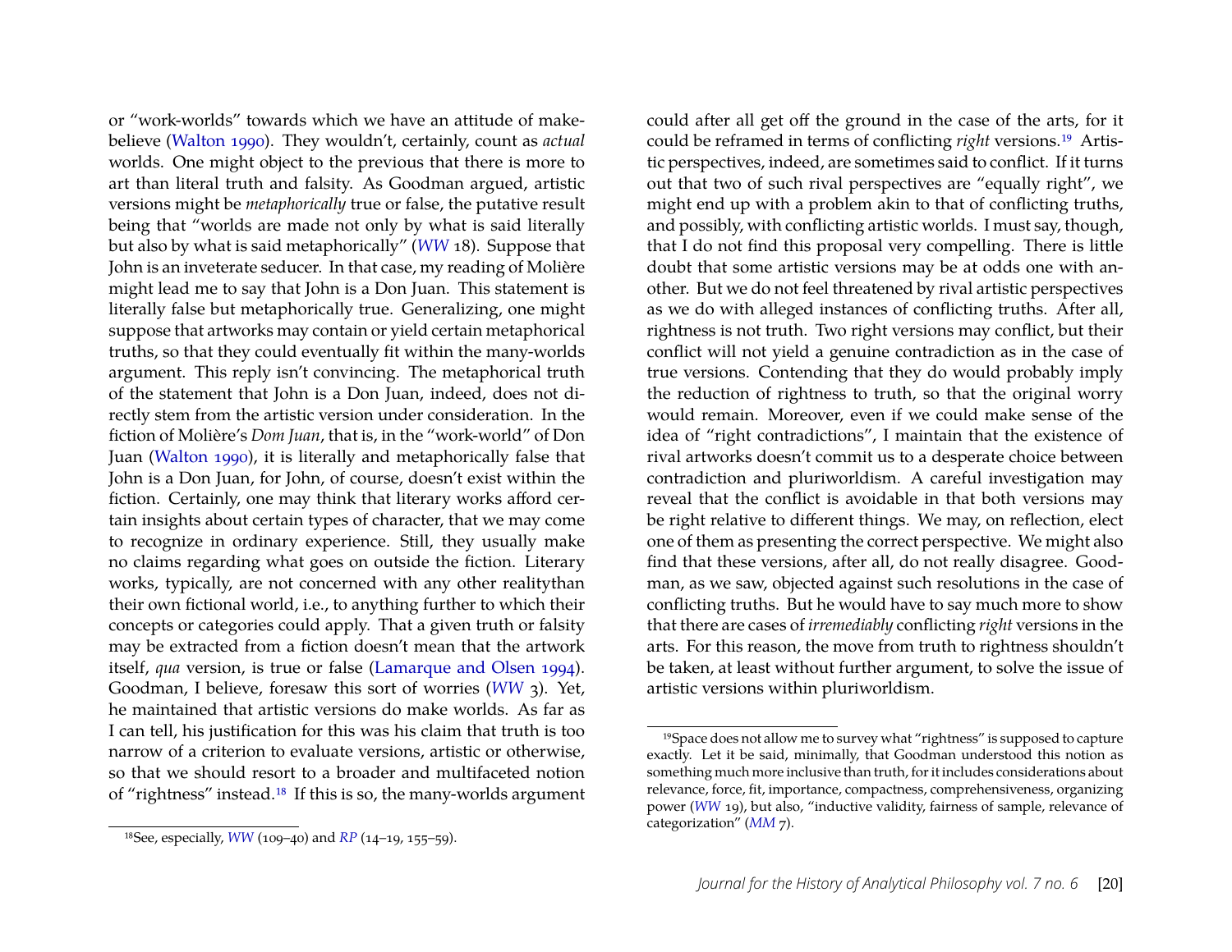or "work-worlds" towards which we have an attitude of make-believe (Walton 1990). They wouldn't, certainly, count as *actual* worlds. One might object to the previous that there is more to art than literal truth and falsity. As Goodman argued, artistic versions might be *metaphorically* true or false, the putative result being that "worlds are made not only by what is said literally but also by what is said metaphorically" (*WW* 18). Suppose that John is an inveterate seducer. In that case, my reading of Molière might lead me to say that John is a Don Juan. This statement is literally false but metaphorically true. Generalizing, one might suppose that artworks may contain or yield certain metaphorical truths, so that they could eventually fit within the many-worlds argument. This reply isn't convincing. The metaphorical truth of the statement that John is a Don Juan, indeed, does not directly stem from the artistic version under consideration. In the fiction of Molière's *Dom Juan*, that is, in the "work-world" of Don Juan (Walton 1990), it is literally and metaphorically false that John is a Don Juan, for John, of course, doesn't exist within the fiction. Certainly, one may think that literary works afford certain insights about certain types of character, that we may come to recognize in ordinary experience. Still, they usually make no claims regarding what goes on outside the fiction. Literary works, typically, are not concerned with any other realitythan their own fictional world, i.e., to anything further to which their concepts or categories could apply. That a given truth or falsity may be extracted from a fiction doesn't mean that the artwork itself, *qua* version, is true or false (Lamarque and Olsen 1994). Goodman, I believe, foresaw this sort of worries (*WW* 3). Yet, he maintained that artistic versions do make worlds. As far as I can tell, his justification for this was his claim that truth is too narrow of a criterion to evaluate versions, artistic or otherwise, so that we should resort to a broader and multifaceted notion of "rightness" instead.[18] If this is so, the many-worlds argument could after all get off the ground in the case of the arts, for it could be reframed in terms of conflicting *right* versions.[19] Artistic perspectives, indeed, are sometimes said to conflict. If it turns out that two of such rival perspectives are "equally right", we might end up with a problem akin to that of conflicting truths, and possibly, with conflicting artistic worlds. I must say, though, that I do not find this proposal very compelling. There is little doubt that some artistic versions may be at odds one with another. But we do not feel threatened by rival artistic perspectives as we do with alleged instances of conflicting truths. After all, rightness is not truth. Two right versions may conflict, but their conflict will not yield a genuine contradiction as in the case of true versions. Contending that they do would probably imply the reduction of rightness to truth, so that the original worry would remain. Moreover, even if we could make sense of the idea of "right contradictions", I maintain that the existence of rival artworks doesn't commit us to a desperate choice between contradiction and pluriworldism. A careful investigation may reveal that the conflict is avoidable in that both versions may be right relative to different things. We may, on reflection, elect one of them as presenting the correct perspective. We might also find that these versions, after all, do not really disagree. Goodman, as we saw, objected against such resolutions in the case of conflicting truths. But he would have to say much more to show that there are cases of *irremediably* conflicting *right* versions in the arts. For this reason, the move from truth to rightness shouldn't be taken, at least without further argument, to solve the issue of artistic versions within pluriworldism.

[18] See, especially, *WW* (109–40) and *RP* (14–19, 155–59).

[19] Space does not allow me to survey what "rightness" is supposed to capture exactly. Let it be said, minimally, that Goodman understood this notion as something much more inclusive than truth, for it includes considerations about relevance, force, fit, importance, compactness, comprehensiveness, organizing power (*WW* 19), but also, "inductive validity, fairness of sample, relevance of categorization" (*MM* 7).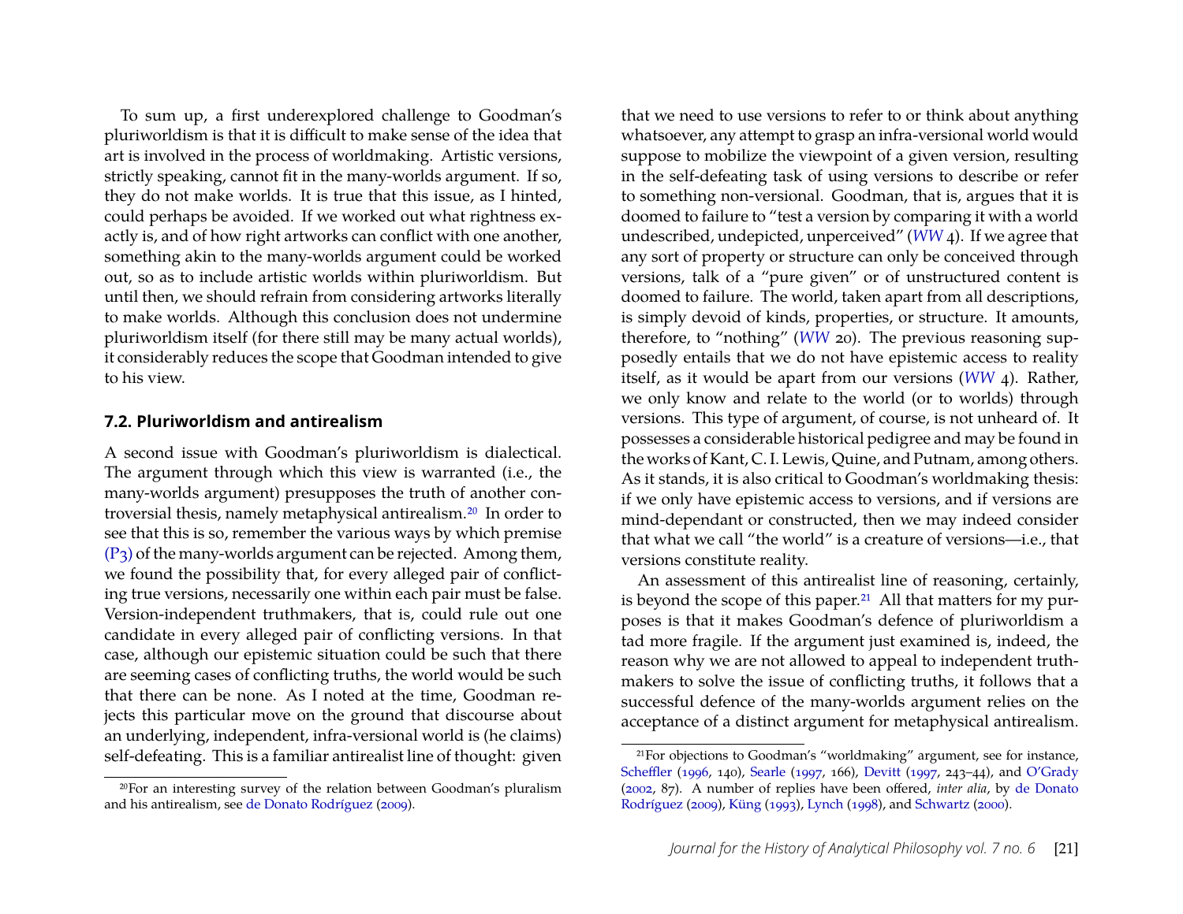To sum up, a first underexplored challenge to Goodman's pluriworldism is that it is difficult to make sense of the idea that art is involved in the process of worldmaking. Artistic versions, strictly speaking, cannot fit in the many-worlds argument. If so, they do not make worlds. It is true that this issue, as I hinted, could perhaps be avoided. If we worked out what rightness exactly is, and of how right artworks can conflict with one another, something akin to the many-worlds argument could be worked out, so as to include artistic worlds within pluriworldism. But until then, we should refrain from considering artworks literally to make worlds. Although this conclusion does not undermine pluriworldism itself (for there still may be many actual worlds), it considerably reduces the scope that Goodman intended to give to his view.

### 7.2. Pluriworldism and antirealism

A second issue with Goodman's pluriworldism is dialectical. The argument through which this view is warranted (i.e., the many-worlds argument) presupposes the truth of another controversial thesis, namely metaphysical antirealism.[20] In order to see that this is so, remember the various ways by which premise (P3) of the many-worlds argument can be rejected. Among them, we found the possibility that, for every alleged pair of conflicting true versions, necessarily one within each pair must be false. Version-independent truthmakers, that is, could rule out one candidate in every alleged pair of conflicting versions. In that case, although our epistemic situation could be such that there are seeming cases of conflicting truths, the world would be such that there can be none. As I noted at the time, Goodman rejects this particular move on the ground that discourse about an underlying, independent, infra-versional world is (he claims) self-defeating. This is a familiar antirealist line of thought: given that we need to use versions to refer to or think about anything whatsoever, any attempt to grasp an infra-versional world would suppose to mobilize the viewpoint of a given version, resulting in the self-defeating task of using versions to describe or refer to something non-versional. Goodman, that is, argues that it is doomed to failure to "test a version by comparing it with a world undescribed, undepicted, unperceived" (*WW* 4). If we agree that any sort of property or structure can only be conceived through versions, talk of a "pure given" or of unstructured content is doomed to failure. The world, taken apart from all descriptions, is simply devoid of kinds, properties, or structure. It amounts, therefore, to "nothing" (*WW* 20). The previous reasoning supposedly entails that we do not have epistemic access to reality itself, as it would be apart from our versions (*WW* 4). Rather, we only know and relate to the world (or to worlds) through versions. This type of argument, of course, is not unheard of. It possesses a considerable historical pedigree and may be found in the works of Kant, C. I. Lewis, Quine, and Putnam, among others. As it stands, it is also critical to Goodman's worldmaking thesis: if we only have epistemic access to versions, and if versions are mind-dependant or constructed, then we may indeed consider that what we call "the world" is a creature of versions—i.e., that versions constitute reality.

An assessment of this antirealist line of reasoning, certainly, is beyond the scope of this paper.[21] All that matters for my purposes is that it makes Goodman's defence of pluriworldism a tad more fragile. If the argument just examined is, indeed, the reason why we are not allowed to appeal to independent truthmakers to solve the issue of conflicting truths, it follows that a successful defence of the many-worlds argument relies on the acceptance of a distinct argument for metaphysical antirealism.

---

[20] For an interesting survey of the relation between Goodman's pluralism and his antirealism, see de Donato Rodríguez (2009).

[21] For objections to Goodman's "worldmaking" argument, see for instance, Scheffler (1996, 140), Searle (1997, 166), Devitt (1997, 243–44), and O'Grady (2002, 87). A number of replies have been offered, *inter alia*, by de Donato Rodríguez (2009), Küng (1993), Lynch (1998), and Schwartz (2000).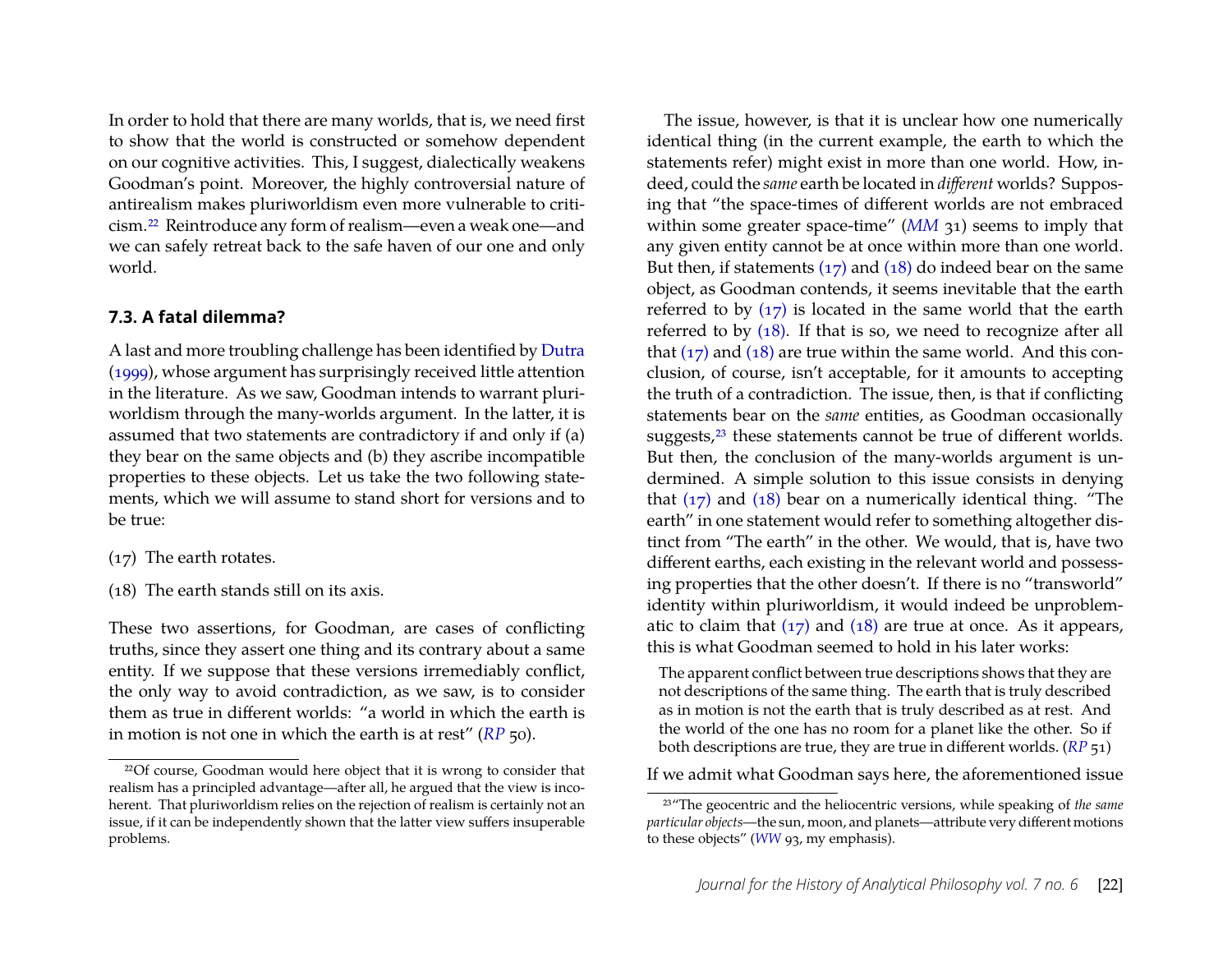In order to hold that there are many worlds, that is, we need first to show that the world is constructed or somehow dependent on our cognitive activities. This, I suggest, dialectically weakens Goodman's point. Moreover, the highly controversial nature of antirealism makes pluriworldism even more vulnerable to criticism.[22] Reintroduce any form of realism—even a weak one—and we can safely retreat back to the safe haven of our one and only world.

### 7.3. A fatal dilemma?

A last and more troubling challenge has been identified by Dutra (1999), whose argument has surprisingly received little attention in the literature. As we saw, Goodman intends to warrant pluriworldism through the many-worlds argument. In the latter, it is assumed that two statements are contradictory if and only if (a) they bear on the same objects and (b) they ascribe incompatible properties to these objects. Let us take the two following statements, which we will assume to stand short for versions and to be true:

(17) The earth rotates.

(18) The earth stands still on its axis.

These two assertions, for Goodman, are cases of conflicting truths, since they assert one thing and its contrary about a same entity. If we suppose that these versions irremediably conflict, the only way to avoid contradiction, as we saw, is to consider them as true in different worlds: "a world in which the earth is in motion is not one in which the earth is at rest" (*RP* 50).

The issue, however, is that it is unclear how one numerically identical thing (in the current example, the earth to which the statements refer) might exist in more than one world. How, indeed, could the *same* earth be located in *different* worlds? Supposing that "the space-times of different worlds are not embraced within some greater space-time" (*MM* 31) seems to imply that any given entity cannot be at once within more than one world. But then, if statements (17) and (18) do indeed bear on the same object, as Goodman contends, it seems inevitable that the earth referred to by (17) is located in the same world that the earth referred to by (18). If that is so, we need to recognize after all that (17) and (18) are true within the same world. And this conclusion, of course, isn't acceptable, for it amounts to accepting the truth of a contradiction. The issue, then, is that if conflicting statements bear on the *same* entities, as Goodman occasionally suggests,[23] these statements cannot be true of different worlds. But then, the conclusion of the many-worlds argument is undermined. A simple solution to this issue consists in denying that (17) and (18) bear on a numerically identical thing. "The earth" in one statement would refer to something altogether distinct from "The earth" in the other. We would, that is, have two different earths, each existing in the relevant world and possessing properties that the other doesn't. If there is no "transworld" identity within pluriworldism, it would indeed be unproblematic to claim that (17) and (18) are true at once. As it appears, this is what Goodman seemed to hold in his later works:

> The apparent conflict between true descriptions shows that they are not descriptions of the same thing. The earth that is truly described as in motion is not the earth that is truly described as at rest. And the world of the one has no room for a planet like the other. So if both descriptions are true, they are true in different worlds. (*RP* 51)

If we admit what Goodman says here, the aforementioned issue

---

[22] Of course, Goodman would here object that it is wrong to consider that realism has a principled advantage—after all, he argued that the view is incoherent. That pluriworldism relies on the rejection of realism is certainly not an issue, if it can be independently shown that the latter view suffers insuperable problems.

[23] "The geocentric and the heliocentric versions, while speaking of *the same particular objects*—the sun, moon, and planets—attribute very different motions to these objects" (*WW* 93, my emphasis).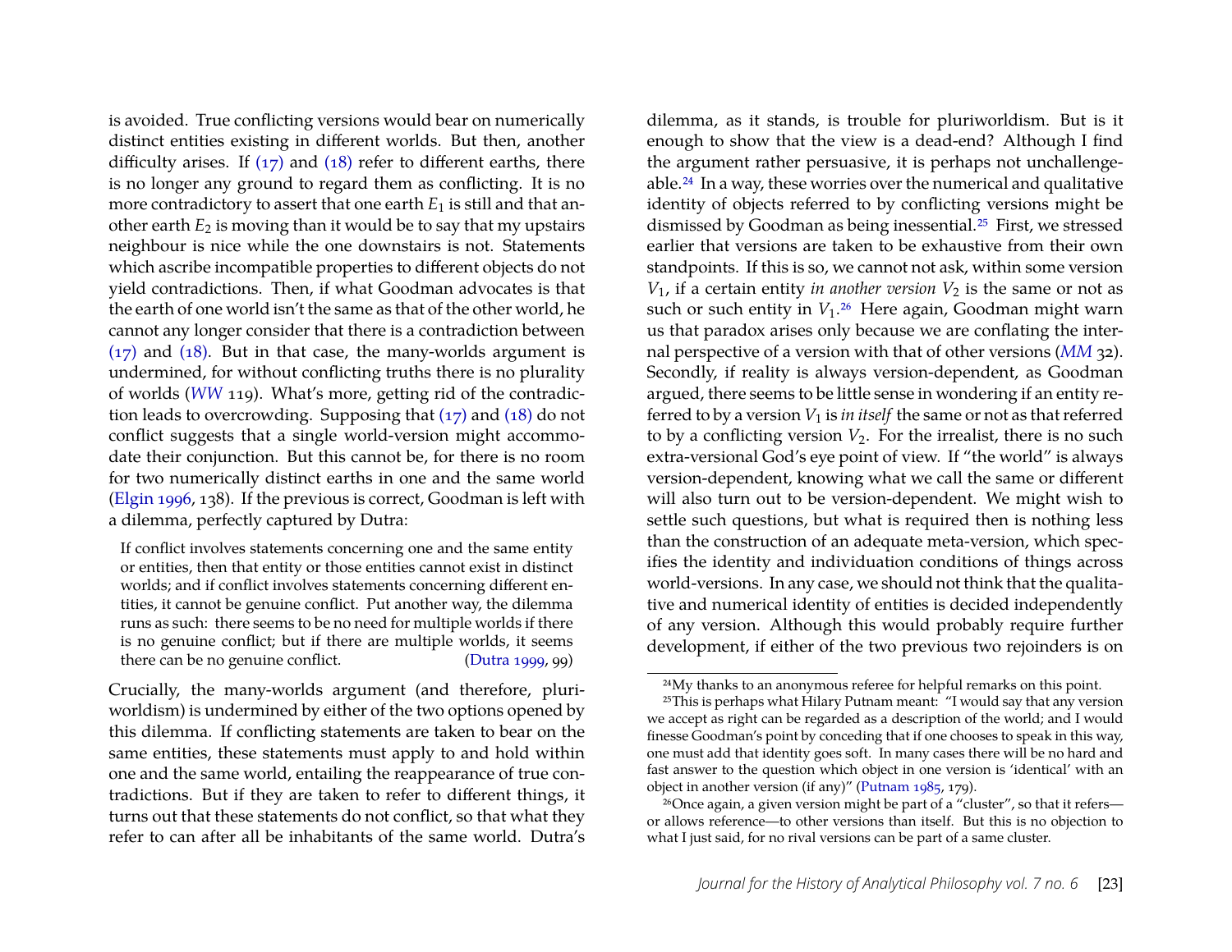is avoided. True conflicting versions would bear on numerically distinct entities existing in different worlds. But then, another difficulty arises. If (17) and (18) refer to different earths, there is no longer any ground to regard them as conflicting. It is no more contradictory to assert that one earth $E_1$ is still and that another earth $E_2$ is moving than it would be to say that my upstairs neighbour is nice while the one downstairs is not. Statements which ascribe incompatible properties to different objects do not yield contradictions. Then, if what Goodman advocates is that the earth of one world isn't the same as that of the other world, he cannot any longer consider that there is a contradiction between (17) and (18). But in that case, the many-worlds argument is undermined, for without conflicting truths there is no plurality of worlds (*WW* 119). What's more, getting rid of the contradiction leads to overcrowding. Supposing that (17) and (18) do not conflict suggests that a single world-version might accommodate their conjunction. But this cannot be, for there is no room for two numerically distinct earths in one and the same world (Elgin 1996, 138). If the previous is correct, Goodman is left with a dilemma, perfectly captured by Dutra:

> If conflict involves statements concerning one and the same entity or entities, then that entity or those entities cannot exist in distinct worlds; and if conflict involves statements concerning different entities, it cannot be genuine conflict. Put another way, the dilemma runs as such: there seems to be no need for multiple worlds if there is no genuine conflict; but if there are multiple worlds, it seems there can be no genuine conflict. (Dutra 1999, 99)

Crucially, the many-worlds argument (and therefore, pluriworldism) is undermined by either of the two options opened by this dilemma. If conflicting statements are taken to bear on the same entities, these statements must apply to and hold within one and the same world, entailing the reappearance of true contradictions. But if they are taken to refer to different things, it turns out that these statements do not conflict, so that what they refer to can after all be inhabitants of the same world. Dutra's dilemma, as it stands, is trouble for pluriworldism. But is it enough to show that the view is a dead-end? Although I find the argument rather persuasive, it is perhaps not unchallengeable.[24] In a way, these worries over the numerical and qualitative identity of objects referred to by conflicting versions might be dismissed by Goodman as being inessential.[25] First, we stressed earlier that versions are taken to be exhaustive from their own standpoints. If this is so, we cannot not ask, within some version $V_1$, if a certain entity *in another version* $V_2$ is the same or not as such or such entity in $V_1$.[26] Here again, Goodman might warn us that paradox arises only because we are conflating the internal perspective of a version with that of other versions (*MM* 32). Secondly, if reality is always version-dependent, as Goodman argued, there seems to be little sense in wondering if an entity referred to by a version $V_1$ is *in itself* the same or not as that referred to by a conflicting version $V_2$. For the irrealist, there is no such extra-versional God's eye point of view. If "the world" is always version-dependent, knowing what we call the same or different will also turn out to be version-dependent. We might wish to settle such questions, but what is required then is nothing less than the construction of an adequate meta-version, which specifies the identity and individuation conditions of things across world-versions. In any case, we should not think that the qualitative and numerical identity of entities is decided independently of any version. Although this would probably require further development, if either of the two previous two rejoinders is on

---

[24] My thanks to an anonymous referee for helpful remarks on this point.

[25] This is perhaps what Hilary Putnam meant: "I would say that any version we accept as right can be regarded as a description of the world; and I would finesse Goodman's point by conceding that if one chooses to speak in this way, one must add that identity goes soft. In many cases there will be no hard and fast answer to the question which object in one version is 'identical' with an object in another version (if any)" (Putnam 1985, 179).

[26] Once again, a given version might be part of a "cluster", so that it refers—or allows reference—to other versions than itself. But this is no objection to what I just said, for no rival versions can be part of a same cluster.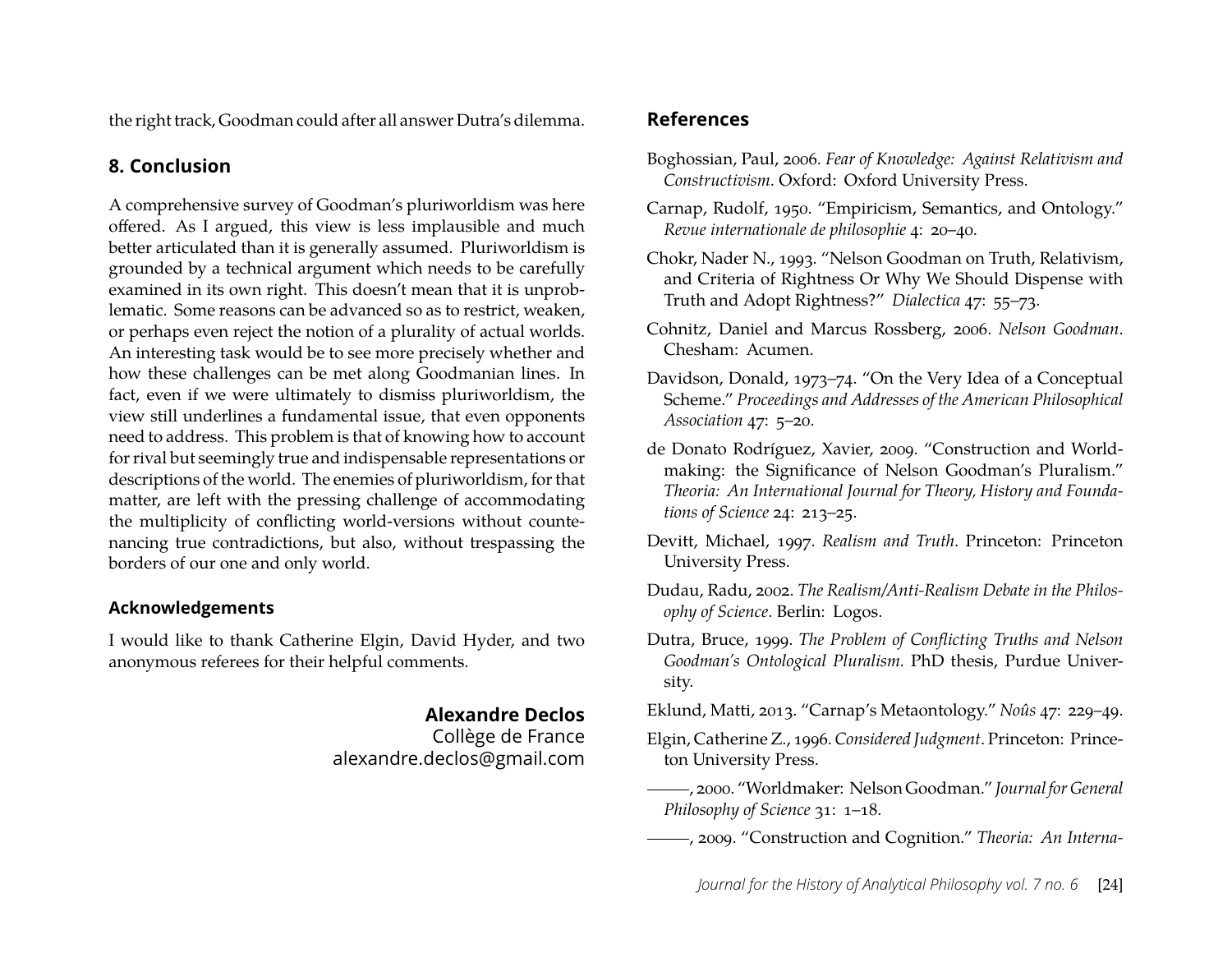the right track, Goodman could after all answer Dutra's dilemma.

## 8. Conclusion

A comprehensive survey of Goodman's pluriworldism was here offered. As I argued, this view is less implausible and much better articulated than it is generally assumed. Pluriworldism is grounded by a technical argument which needs to be carefully examined in its own right. This doesn't mean that it is unproblematic. Some reasons can be advanced so as to restrict, weaken, or perhaps even reject the notion of a plurality of actual worlds. An interesting task would be to see more precisely whether and how these challenges can be met along Goodmanian lines. In fact, even if we were ultimately to dismiss pluriworldism, the view still underlines a fundamental issue, that even opponents need to address. This problem is that of knowing how to account for rival but seemingly true and indispensable representations or descriptions of the world. The enemies of pluriworldism, for that matter, are left with the pressing challenge of accommodating the multiplicity of conflicting world-versions without countenancing true contradictions, but also, without trespassing the borders of our one and only world.

### Acknowledgements

I would like to thank Catherine Elgin, David Hyder, and two anonymous referees for their helpful comments.

**Alexandre Declos**
Collège de France
alexandre.declos@gmail.com

## References

Boghossian, Paul, 2006. *Fear of Knowledge: Against Relativism and Constructivism*. Oxford: Oxford University Press.

Carnap, Rudolf, 1950. "Empiricism, Semantics, and Ontology." *Revue internationale de philosophie* 4: 20–40.

Chokr, Nader N., 1993. "Nelson Goodman on Truth, Relativism, and Criteria of Rightness Or Why We Should Dispense with Truth and Adopt Rightness?" *Dialectica* 47: 55–73.

Cohnitz, Daniel and Marcus Rossberg, 2006. *Nelson Goodman*. Chesham: Acumen.

Davidson, Donald, 1973–74. "On the Very Idea of a Conceptual Scheme." *Proceedings and Addresses of the American Philosophical Association* 47: 5–20.

de Donato Rodríguez, Xavier, 2009. "Construction and Worldmaking: the Significance of Nelson Goodman's Pluralism." *Theoria: An International Journal for Theory, History and Foundations of Science* 24: 213–25.

Devitt, Michael, 1997. *Realism and Truth*. Princeton: Princeton University Press.

Dudau, Radu, 2002. *The Realism/Anti-Realism Debate in the Philosophy of Science*. Berlin: Logos.

Dutra, Bruce, 1999. *The Problem of Conflicting Truths and Nelson Goodman's Ontological Pluralism.* PhD thesis, Purdue University.

Eklund, Matti, 2013. "Carnap's Metaontology." *Noûs* 47: 229–49.

Elgin, Catherine Z., 1996. *Considered Judgment*. Princeton: Princeton University Press.

———, 2000. "Worldmaker: Nelson Goodman." *Journal for General Philosophy of Science* 31: 1–18.

———, 2009. "Construction and Cognition." *Theoria: An Interna-*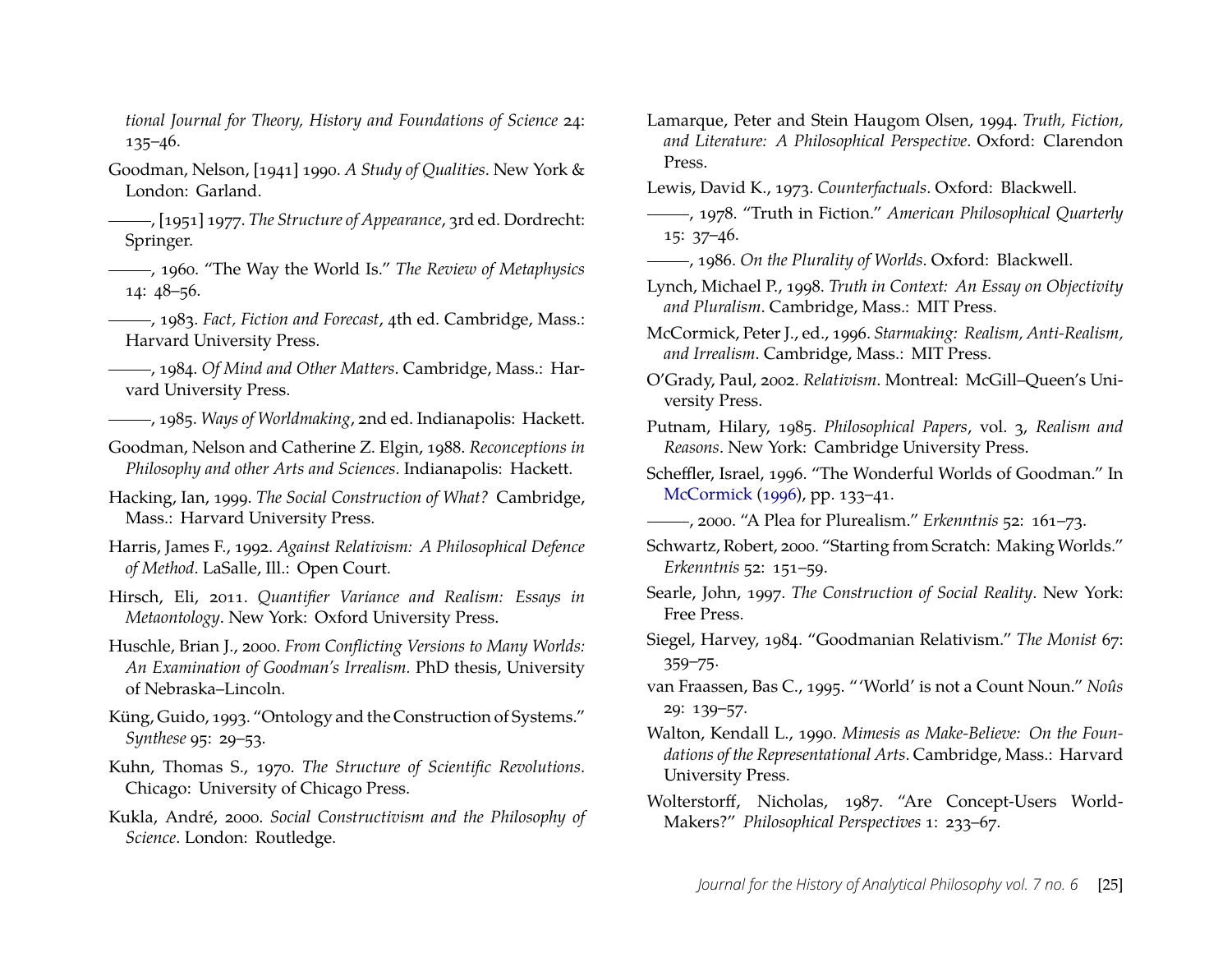*tional Journal for Theory, History and Foundations of Science* 24: 135–46.

Goodman, Nelson, [1941] 1990. *A Study of Qualities*. New York & London: Garland.

———, [1951] 1977. *The Structure of Appearance*, 3rd ed. Dordrecht: Springer.

———, 1960. "The Way the World Is." *The Review of Metaphysics* 14: 48–56.

———, 1983. *Fact, Fiction and Forecast*, 4th ed. Cambridge, Mass.: Harvard University Press.

———, 1984. *Of Mind and Other Matters*. Cambridge, Mass.: Harvard University Press.

———, 1985. *Ways of Worldmaking*, 2nd ed. Indianapolis: Hackett.

Goodman, Nelson and Catherine Z. Elgin, 1988. *Reconceptions in Philosophy and other Arts and Sciences*. Indianapolis: Hackett.

Hacking, Ian, 1999. *The Social Construction of What?* Cambridge, Mass.: Harvard University Press.

Harris, James F., 1992. *Against Relativism: A Philosophical Defence of Method*. LaSalle, Ill.: Open Court.

Hirsch, Eli, 2011. *Quantifier Variance and Realism: Essays in Metaontology*. New York: Oxford University Press.

Huschle, Brian J., 2000. *From Conflicting Versions to Many Worlds: An Examination of Goodman's Irrealism.* PhD thesis, University of Nebraska–Lincoln.

Küng, Guido, 1993. "Ontology and the Construction of Systems." *Synthese* 95: 29–53.

Kuhn, Thomas S., 1970. *The Structure of Scientific Revolutions*. Chicago: University of Chicago Press.

Kukla, André, 2000. *Social Constructivism and the Philosophy of Science*. London: Routledge.

Lamarque, Peter and Stein Haugom Olsen, 1994. *Truth, Fiction, and Literature: A Philosophical Perspective*. Oxford: Clarendon Press.

Lewis, David K., 1973. *Counterfactuals*. Oxford: Blackwell.

———, 1978. "Truth in Fiction." *American Philosophical Quarterly* 15: 37–46.

———, 1986. *On the Plurality of Worlds*. Oxford: Blackwell.

Lynch, Michael P., 1998. *Truth in Context: An Essay on Objectivity and Pluralism*. Cambridge, Mass.: MIT Press.

McCormick, Peter J., ed., 1996. *Starmaking: Realism, Anti-Realism, and Irrealism*. Cambridge, Mass.: MIT Press.

O'Grady, Paul, 2002. *Relativism*. Montreal: McGill–Queen's University Press.

Putnam, Hilary, 1985. *Philosophical Papers*, vol. 3, *Realism and Reasons*. New York: Cambridge University Press.

Scheffler, Israel, 1996. "The Wonderful Worlds of Goodman." In McCormick (1996), pp. 133–41.

———, 2000. "A Plea for Plurealism." *Erkenntnis* 52: 161–73.

Schwartz, Robert, 2000. "Starting from Scratch: Making Worlds." *Erkenntnis* 52: 151–59.

Searle, John, 1997. *The Construction of Social Reality*. New York: Free Press.

Siegel, Harvey, 1984. "Goodmanian Relativism." *The Monist* 67: 359–75.

van Fraassen, Bas C., 1995. "'World' is not a Count Noun." *Noûs* 29: 139–57.

Walton, Kendall L., 1990. *Mimesis as Make-Believe: On the Foundations of the Representational Arts*. Cambridge, Mass.: Harvard University Press.

Wolterstorff, Nicholas, 1987. "Are Concept-Users World-Makers?" *Philosophical Perspectives* 1: 233–67.